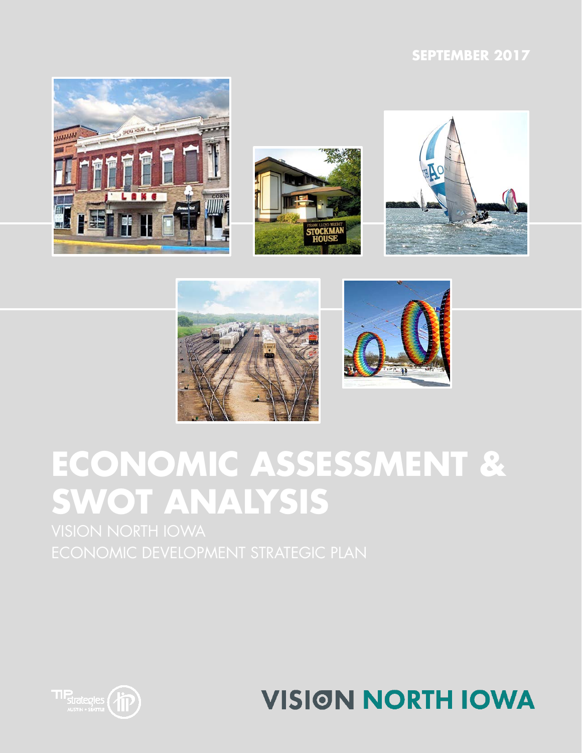SEPTEMBER 2017

# ECONOMIC ASSESSMENT & SWOT ANALYSIS

VISION NORTH IOWA

ECONOMIC DEVELOPMENT STRATEGIC PLAN

VISION NORTH IOWA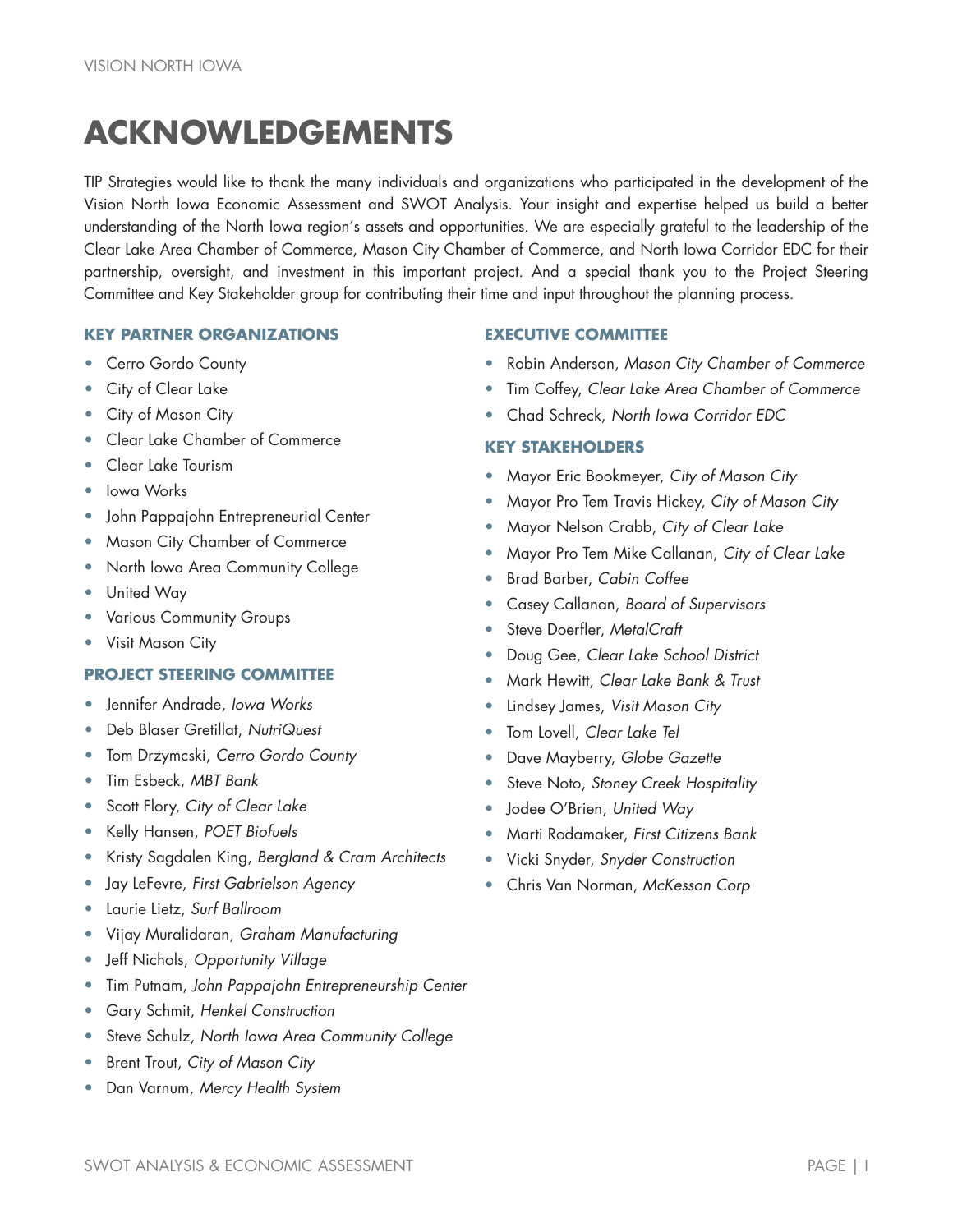# ACKNOWLEDGEMENTS

TIP Strategies would like to thank the many individuals and organizations who participated in the development of the Vision North Iowa Economic Assessment and SWOT Analysis. Your insight and expertise helped us build a better understanding of the North Iowa region's assets and opportunities. We are especially grateful to the leadership of the Clear Lake Area Chamber of Commerce, Mason City Chamber of Commerce, and North Iowa Corridor EDC for their partnership, oversight, and investment in this important project. And a special thank you to the Project Steering Committee and Key Stakeholder group for contributing their time and input throughout the planning process.

### KEY PARTNER ORGANIZATIONS

- Cerro Gordo County
- City of Clear Lake
- City of Mason City
- Clear Lake Chamber of Commerce
- Clear Lake Tourism
- Iowa Works
- John Pappajohn Entrepreneurial Center
- Mason City Chamber of Commerce
- North Iowa Area Community College
- United Way
- Various Community Groups
- Visit Mason City

### PROJECT STEERING COMMITTEE

- Jennifer Andrade, *Iowa Works*
- Deb Blaser Gretillat, *NutriQuest*
- Tom Drzymcski, *Cerro Gordo County*
- Tim Esbeck, *MBT Bank*
- Scott Flory, *City of Clear Lake*
- Kelly Hansen, *POET Biofuels*
- Kristy Sagdalen King, *Bergland & Cram Architects*
- Jay LeFevre, *First Gabrielson Agency*
- Laurie Lietz, *Surf Ballroom*
- Vijay Muralidaran, *Graham Manufacturing*
- Jeff Nichols, *Opportunity Village*
- Tim Putnam, *John Pappajohn Entrepreneurship Center*
- Gary Schmit, *Henkel Construction*
- Steve Schulz, *North Iowa Area Community College*
- Brent Trout, *City of Mason City*
- Dan Varnum, *Mercy Health System*

### EXECUTIVE COMMITTEE

- Robin Anderson, *Mason City Chamber of Commerce*
- Tim Coffey, *Clear Lake Area Chamber of Commerce*
- Chad Schreck, *North Iowa Corridor EDC*

### KEY STAKEHOLDERS

- Mayor Eric Bookmeyer, *City of Mason City*
- Mayor Pro Tem Travis Hickey, *City of Mason City*
- Mayor Nelson Crabb, *City of Clear Lake*
- Mayor Pro Tem Mike Callanan, *City of Clear Lake*
- Brad Barber, *Cabin Coffee*
- Casey Callanan, *Board of Supervisors*
- Steve Doerfler, *MetalCraft*
- Doug Gee, *Clear Lake School District*
- Mark Hewitt, *Clear Lake Bank & Trust*
- Lindsey James, *Visit Mason City*
- Tom Lovell, *Clear Lake Tel*
- Dave Mayberry, *Globe Gazette*
- Steve Noto, *Stoney Creek Hospitality*
- Jodee O'Brien, *United Way*
- Marti Rodamaker, *First Citizens Bank*
- Vicki Snyder, *Snyder Construction*
- Chris Van Norman, *McKesson Corp*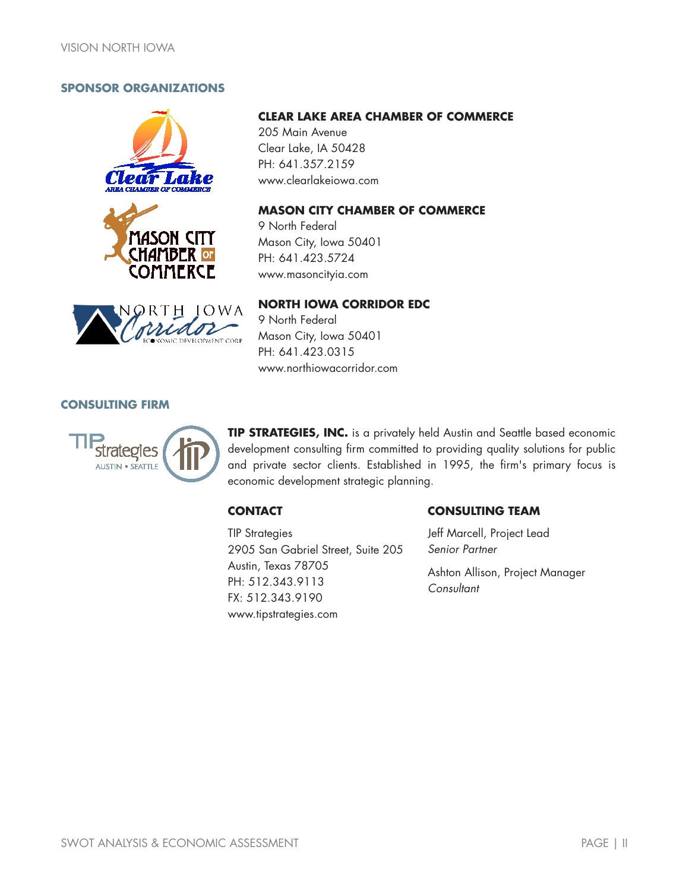## SPONSOR ORGANIZATIONS

**CLEAR LAKE AREA CHAMBER OF COMMERCE**
205 Main Avenue
Clear Lake, IA 50428
PH: 641.357.2159
www.clearlakeiowa.com

**MASON CITY CHAMBER OF COMMERCE**
9 North Federal
Mason City, Iowa 50401
PH: 641.423.5724
www.masoncityia.com

**NORTH IOWA CORRIDOR EDC**
9 North Federal
Mason City, Iowa 50401
PH: 641.423.0315
www.northiowacorridor.com

## CONSULTING FIRM

**TIP STRATEGIES, INC.** is a privately held Austin and Seattle based economic development consulting firm committed to providing quality solutions for public and private sector clients. Established in 1995, the firm's primary focus is economic development strategic planning.

### CONTACT

TIP Strategies
2905 San Gabriel Street, Suite 205
Austin, Texas 78705
PH: 512.343.9113
FX: 512.343.9190
www.tipstrategies.com

### CONSULTING TEAM

Jeff Marcell, Project Lead
*Senior Partner*

Ashton Allison, Project Manager
*Consultant*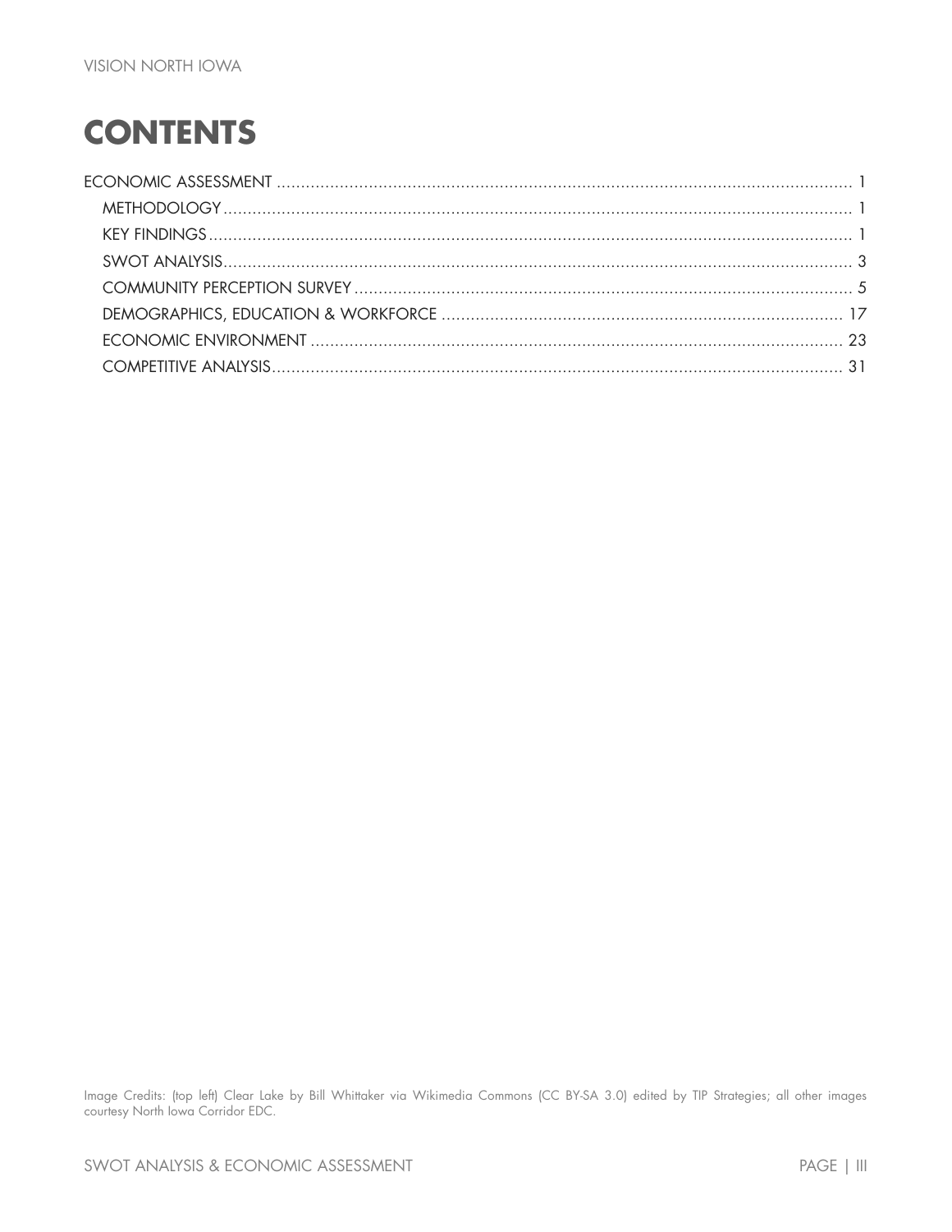# CONTENTS

ECONOMIC ASSESSMENT ........................................................ 1

- METHODOLOGY ........................................................ 1
- KEY FINDINGS ........................................................ 1
- SWOT ANALYSIS ........................................................ 3
- COMMUNITY PERCEPTION SURVEY ........................................................ 5
- DEMOGRAPHICS, EDUCATION & WORKFORCE ........................................................ 17
- ECONOMIC ENVIRONMENT ........................................................ 23
- COMPETITIVE ANALYSIS ........................................................ 31

Image Credits: (top left) Clear Lake by Bill Whittaker via Wikimedia Commons (CC BY-SA 3.0) edited by TIP Strategies; all other images courtesy North Iowa Corridor EDC.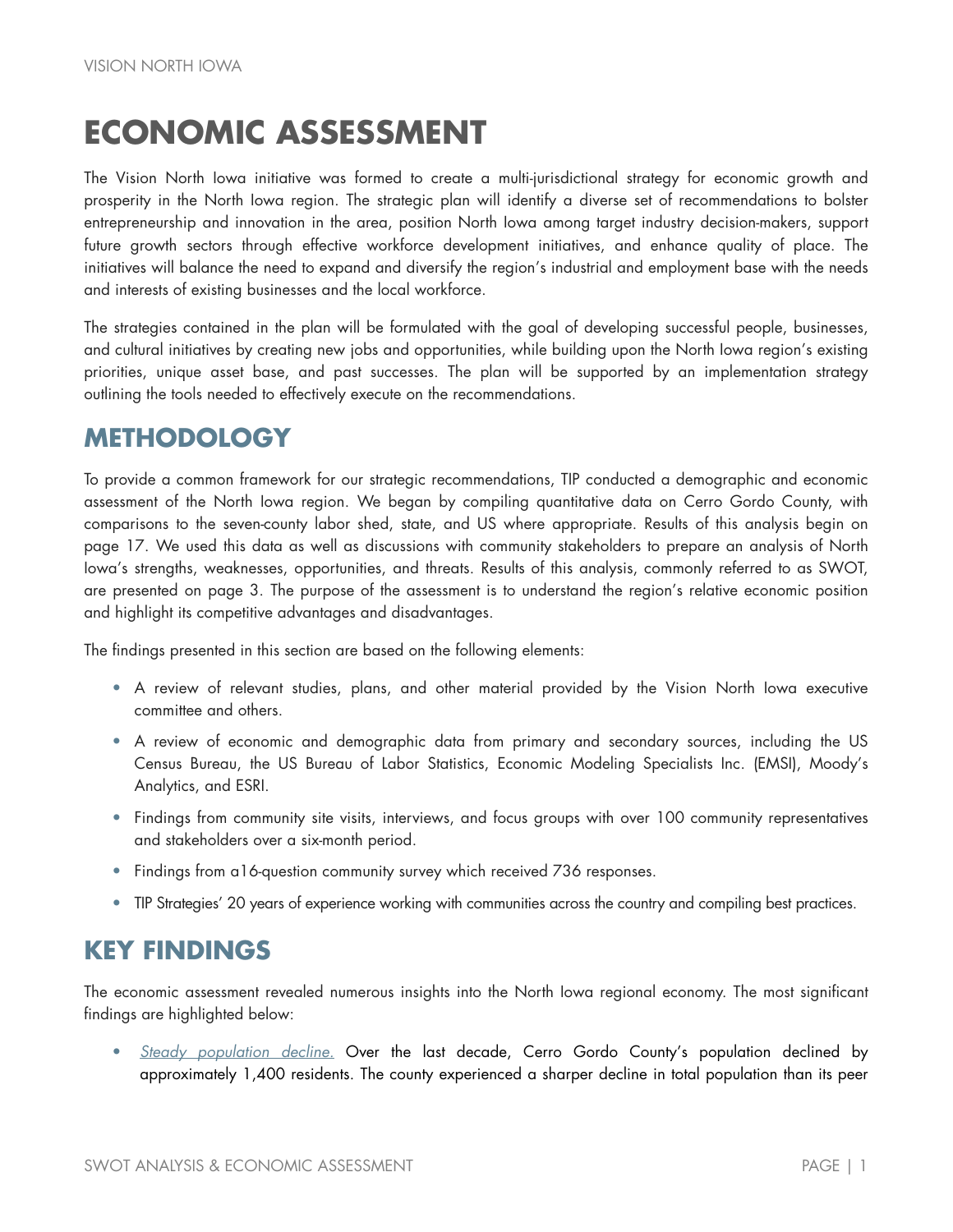# ECONOMIC ASSESSMENT

The Vision North Iowa initiative was formed to create a multi-jurisdictional strategy for economic growth and prosperity in the North Iowa region. The strategic plan will identify a diverse set of recommendations to bolster entrepreneurship and innovation in the area, position North Iowa among target industry decision-makers, support future growth sectors through effective workforce development initiatives, and enhance quality of place. The initiatives will balance the need to expand and diversify the region's industrial and employment base with the needs and interests of existing businesses and the local workforce.

The strategies contained in the plan will be formulated with the goal of developing successful people, businesses, and cultural initiatives by creating new jobs and opportunities, while building upon the North Iowa region's existing priorities, unique asset base, and past successes. The plan will be supported by an implementation strategy outlining the tools needed to effectively execute on the recommendations.

## METHODOLOGY

To provide a common framework for our strategic recommendations, TIP conducted a demographic and economic assessment of the North Iowa region. We began by compiling quantitative data on Cerro Gordo County, with comparisons to the seven-county labor shed, state, and US where appropriate. Results of this analysis begin on page 17. We used this data as well as discussions with community stakeholders to prepare an analysis of North Iowa's strengths, weaknesses, opportunities, and threats. Results of this analysis, commonly referred to as SWOT, are presented on page 3. The purpose of the assessment is to understand the region's relative economic position and highlight its competitive advantages and disadvantages.

The findings presented in this section are based on the following elements:

- A review of relevant studies, plans, and other material provided by the Vision North Iowa executive committee and others.
- A review of economic and demographic data from primary and secondary sources, including the US Census Bureau, the US Bureau of Labor Statistics, Economic Modeling Specialists Inc. (EMSI), Moody's Analytics, and ESRI.
- Findings from community site visits, interviews, and focus groups with over 100 community representatives and stakeholders over a six-month period.
- Findings from a16-question community survey which received 736 responses.
- TIP Strategies' 20 years of experience working with communities across the country and compiling best practices.

## KEY FINDINGS

The economic assessment revealed numerous insights into the North Iowa regional economy. The most significant findings are highlighted below:

- *Steady population decline.* Over the last decade, Cerro Gordo County's population declined by approximately 1,400 residents. The county experienced a sharper decline in total population than its peer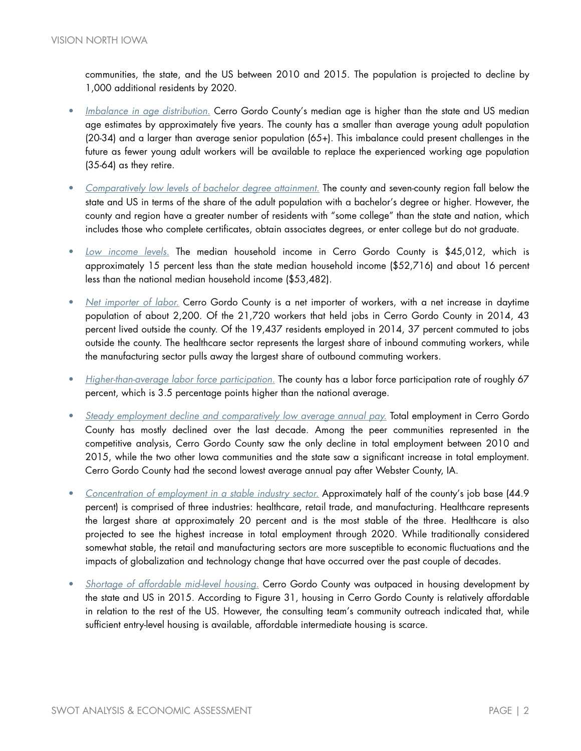communities, the state, and the US between 2010 and 2015. The population is projected to decline by 1,000 additional residents by 2020.

- *Imbalance in age distribution.* Cerro Gordo County's median age is higher than the state and US median age estimates by approximately five years. The county has a smaller than average young adult population (20-34) and a larger than average senior population (65+). This imbalance could present challenges in the future as fewer young adult workers will be available to replace the experienced working age population (35-64) as they retire.

- *Comparatively low levels of bachelor degree attainment.* The county and seven-county region fall below the state and US in terms of the share of the adult population with a bachelor's degree or higher. However, the county and region have a greater number of residents with "some college" than the state and nation, which includes those who complete certificates, obtain associates degrees, or enter college but do not graduate.

- *Low income levels.* The median household income in Cerro Gordo County is $45,012, which is approximately 15 percent less than the state median household income ($52,716) and about 16 percent less than the national median household income ($53,482).

- *Net importer of labor.* Cerro Gordo County is a net importer of workers, with a net increase in daytime population of about 2,200. Of the 21,720 workers that held jobs in Cerro Gordo County in 2014, 43 percent lived outside the county. Of the 19,437 residents employed in 2014, 37 percent commuted to jobs outside the county. The healthcare sector represents the largest share of inbound commuting workers, while the manufacturing sector pulls away the largest share of outbound commuting workers.

- *Higher-than-average labor force participation.* The county has a labor force participation rate of roughly 67 percent, which is 3.5 percentage points higher than the national average.

- *Steady employment decline and comparatively low average annual pay.* Total employment in Cerro Gordo County has mostly declined over the last decade. Among the peer communities represented in the competitive analysis, Cerro Gordo County saw the only decline in total employment between 2010 and 2015, while the two other Iowa communities and the state saw a significant increase in total employment. Cerro Gordo County had the second lowest average annual pay after Webster County, IA.

- *Concentration of employment in a stable industry sector.* Approximately half of the county's job base (44.9 percent) is comprised of three industries: healthcare, retail trade, and manufacturing. Healthcare represents the largest share at approximately 20 percent and is the most stable of the three. Healthcare is also projected to see the highest increase in total employment through 2020. While traditionally considered somewhat stable, the retail and manufacturing sectors are more susceptible to economic fluctuations and the impacts of globalization and technology change that have occurred over the past couple of decades.

- *Shortage of affordable mid-level housing.* Cerro Gordo County was outpaced in housing development by the state and US in 2015. According to Figure 31, housing in Cerro Gordo County is relatively affordable in relation to the rest of the US. However, the consulting team's community outreach indicated that, while sufficient entry-level housing is available, affordable intermediate housing is scarce.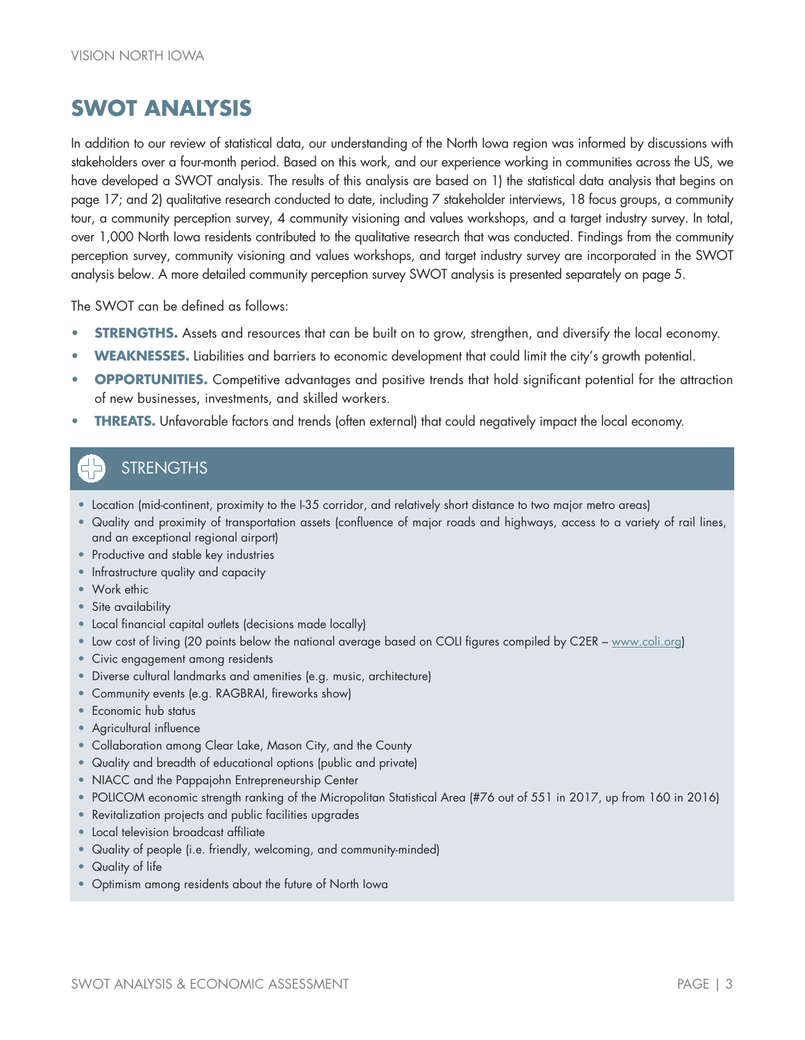# SWOT ANALYSIS

In addition to our review of statistical data, our understanding of the North Iowa region was informed by discussions with stakeholders over a four-month period. Based on this work, and our experience working in communities across the US, we have developed a SWOT analysis. The results of this analysis are based on 1) the statistical data analysis that begins on page 17; and 2) qualitative research conducted to date, including 7 stakeholder interviews, 18 focus groups, a community tour, a community perception survey, 4 community visioning and values workshops, and a target industry survey. In total, over 1,000 North Iowa residents contributed to the qualitative research that was conducted. Findings from the community perception survey, community visioning and values workshops, and target industry survey are incorporated in the SWOT analysis below. A more detailed community perception survey SWOT analysis is presented separately on page 5.

The SWOT can be defined as follows:

- **STRENGTHS.** Assets and resources that can be built on to grow, strengthen, and diversify the local economy.
- **WEAKNESSES.** Liabilities and barriers to economic development that could limit the city's growth potential.
- **OPPORTUNITIES.** Competitive advantages and positive trends that hold significant potential for the attraction of new businesses, investments, and skilled workers.
- **THREATS.** Unfavorable factors and trends (often external) that could negatively impact the local economy.

## STRENGTHS

- Location (mid-continent, proximity to the I-35 corridor, and relatively short distance to two major metro areas)
- Quality and proximity of transportation assets (confluence of major roads and highways, access to a variety of rail lines, and an exceptional regional airport)
- Productive and stable key industries
- Infrastructure quality and capacity
- Work ethic
- Site availability
- Local financial capital outlets (decisions made locally)
- Low cost of living (20 points below the national average based on COLI figures compiled by C2ER – www.coli.org)
- Civic engagement among residents
- Diverse cultural landmarks and amenities (e.g. music, architecture)
- Community events (e.g. RAGBRAI, fireworks show)
- Economic hub status
- Agricultural influence
- Collaboration among Clear Lake, Mason City, and the County
- Quality and breadth of educational options (public and private)
- NIACC and the Pappajohn Entrepreneurship Center
- POLICOM economic strength ranking of the Micropolitan Statistical Area (#76 out of 551 in 2017, up from 160 in 2016)
- Revitalization projects and public facilities upgrades
- Local television broadcast affiliate
- Quality of people (i.e. friendly, welcoming, and community-minded)
- Quality of life
- Optimism among residents about the future of North Iowa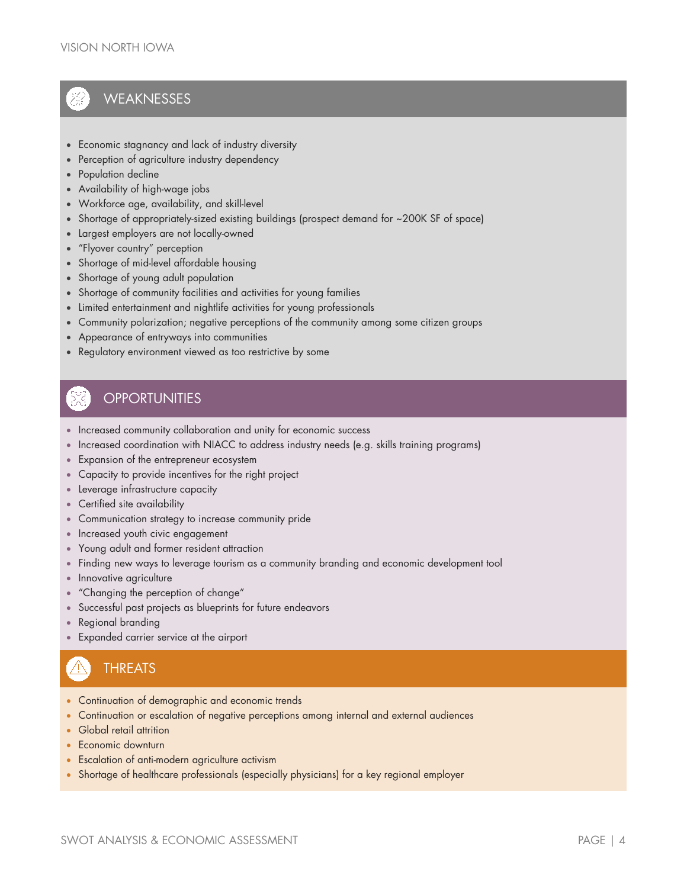## WEAKNESSES

- Economic stagnancy and lack of industry diversity
- Perception of agriculture industry dependency
- Population decline
- Availability of high-wage jobs
- Workforce age, availability, and skill-level
- Shortage of appropriately-sized existing buildings (prospect demand for ~200K SF of space)
- Largest employers are not locally-owned
- "Flyover country" perception
- Shortage of mid-level affordable housing
- Shortage of young adult population
- Shortage of community facilities and activities for young families
- Limited entertainment and nightlife activities for young professionals
- Community polarization; negative perceptions of the community among some citizen groups
- Appearance of entryways into communities
- Regulatory environment viewed as too restrictive by some

## OPPORTUNITIES

- Increased community collaboration and unity for economic success
- Increased coordination with NIACC to address industry needs (e.g. skills training programs)
- Expansion of the entrepreneur ecosystem
- Capacity to provide incentives for the right project
- Leverage infrastructure capacity
- Certified site availability
- Communication strategy to increase community pride
- Increased youth civic engagement
- Young adult and former resident attraction
- Finding new ways to leverage tourism as a community branding and economic development tool
- Innovative agriculture
- "Changing the perception of change"
- Successful past projects as blueprints for future endeavors
- Regional branding
- Expanded carrier service at the airport

## THREATS

- Continuation of demographic and economic trends
- Continuation or escalation of negative perceptions among internal and external audiences
- Global retail attrition
- Economic downturn
- Escalation of anti-modern agriculture activism
- Shortage of healthcare professionals (especially physicians) for a key regional employer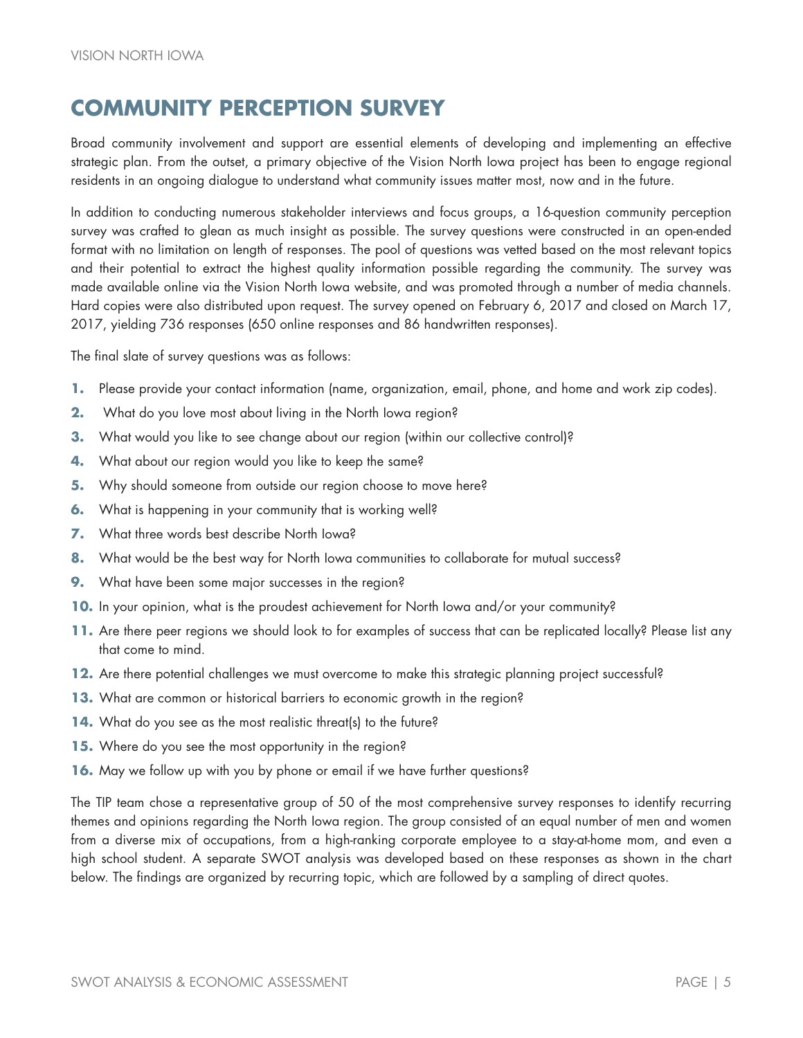## COMMUNITY PERCEPTION SURVEY

Broad community involvement and support are essential elements of developing and implementing an effective strategic plan. From the outset, a primary objective of the Vision North Iowa project has been to engage regional residents in an ongoing dialogue to understand what community issues matter most, now and in the future.

In addition to conducting numerous stakeholder interviews and focus groups, a 16-question community perception survey was crafted to glean as much insight as possible. The survey questions were constructed in an open-ended format with no limitation on length of responses. The pool of questions was vetted based on the most relevant topics and their potential to extract the highest quality information possible regarding the community. The survey was made available online via the Vision North Iowa website, and was promoted through a number of media channels. Hard copies were also distributed upon request. The survey opened on February 6, 2017 and closed on March 17, 2017, yielding 736 responses (650 online responses and 86 handwritten responses).

The final slate of survey questions was as follows:

1. Please provide your contact information (name, organization, email, phone, and home and work zip codes).
2. What do you love most about living in the North Iowa region?
3. What would you like to see change about our region (within our collective control)?
4. What about our region would you like to keep the same?
5. Why should someone from outside our region choose to move here?
6. What is happening in your community that is working well?
7. What three words best describe North Iowa?
8. What would be the best way for North Iowa communities to collaborate for mutual success?
9. What have been some major successes in the region?
10. In your opinion, what is the proudest achievement for North Iowa and/or your community?
11. Are there peer regions we should look to for examples of success that can be replicated locally? Please list any that come to mind.
12. Are there potential challenges we must overcome to make this strategic planning project successful?
13. What are common or historical barriers to economic growth in the region?
14. What do you see as the most realistic threat(s) to the future?
15. Where do you see the most opportunity in the region?
16. May we follow up with you by phone or email if we have further questions?

The TIP team chose a representative group of 50 of the most comprehensive survey responses to identify recurring themes and opinions regarding the North Iowa region. The group consisted of an equal number of men and women from a diverse mix of occupations, from a high-ranking corporate employee to a stay-at-home mom, and even a high school student. A separate SWOT analysis was developed based on these responses as shown in the chart below. The findings are organized by recurring topic, which are followed by a sampling of direct quotes.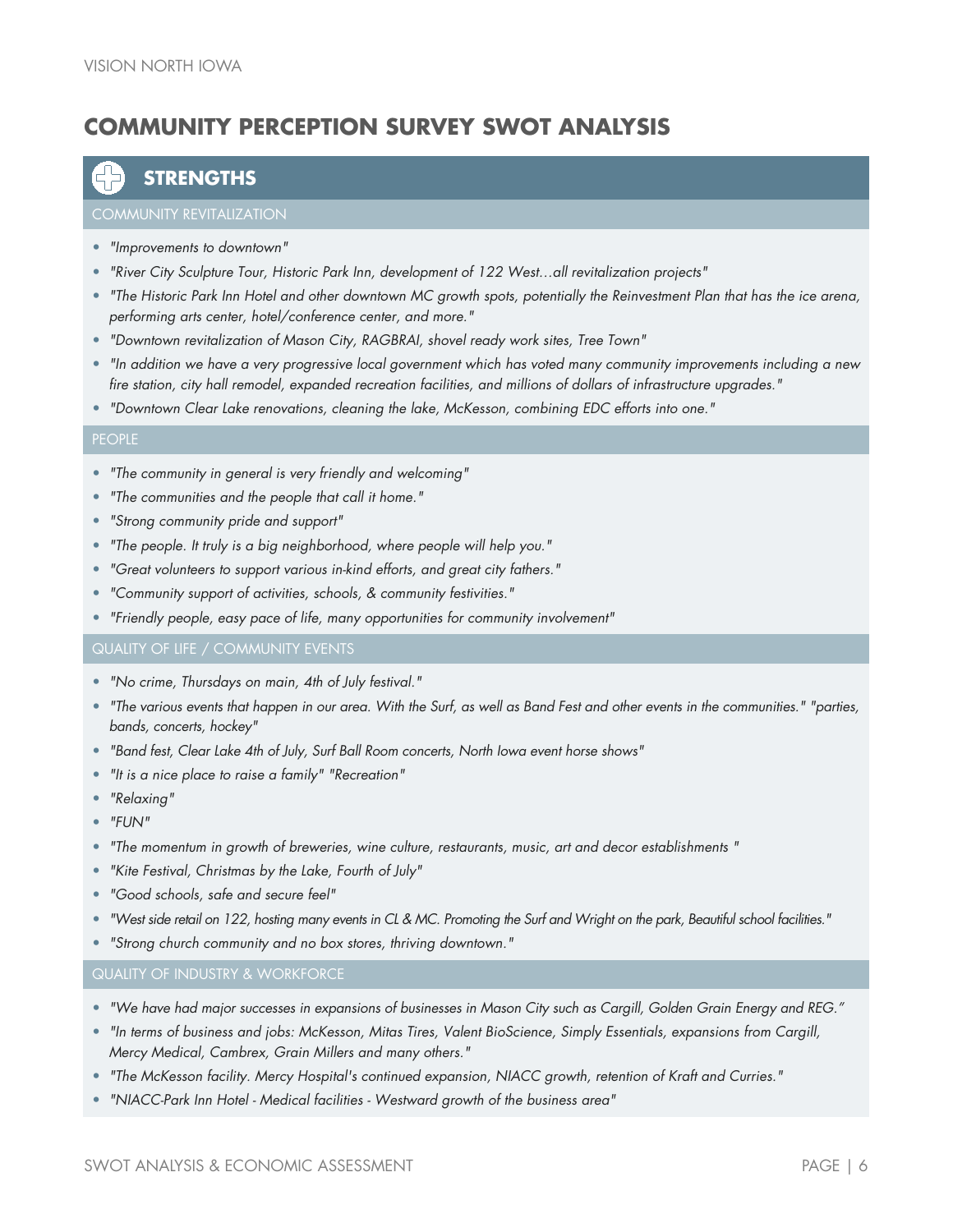# COMMUNITY PERCEPTION SURVEY SWOT ANALYSIS

## STRENGTHS

### COMMUNITY REVITALIZATION

- *"Improvements to downtown"*
- *"River City Sculpture Tour, Historic Park Inn, development of 122 West…all revitalization projects"*
- *"The Historic Park Inn Hotel and other downtown MC growth spots, potentially the Reinvestment Plan that has the ice arena, performing arts center, hotel/conference center, and more."*
- *"Downtown revitalization of Mason City, RAGBRAI, shovel ready work sites, Tree Town"*
- *"In addition we have a very progressive local government which has voted many community improvements including a new fire station, city hall remodel, expanded recreation facilities, and millions of dollars of infrastructure upgrades."*
- *"Downtown Clear Lake renovations, cleaning the lake, McKesson, combining EDC efforts into one."*

### PEOPLE

- *"The community in general is very friendly and welcoming"*
- *"The communities and the people that call it home."*
- *"Strong community pride and support"*
- *"The people. It truly is a big neighborhood, where people will help you."*
- *"Great volunteers to support various in-kind efforts, and great city fathers."*
- *"Community support of activities, schools, & community festivities."*
- *"Friendly people, easy pace of life, many opportunities for community involvement"*

### QUALITY OF LIFE / COMMUNITY EVENTS

- *"No crime, Thursdays on main, 4th of July festival."*
- *"The various events that happen in our area. With the Surf, as well as Band Fest and other events in the communities." "parties, bands, concerts, hockey"*
- *"Band fest, Clear Lake 4th of July, Surf Ball Room concerts, North Iowa event horse shows"*
- *"It is a nice place to raise a family" "Recreation"*
- *"Relaxing"*
- *"FUN"*
- *"The momentum in growth of breweries, wine culture, restaurants, music, art and decor establishments "*
- *"Kite Festival, Christmas by the Lake, Fourth of July"*
- *"Good schools, safe and secure feel"*
- *"West side retail on 122, hosting many events in CL & MC. Promoting the Surf and Wright on the park, Beautiful school facilities."*
- *"Strong church community and no box stores, thriving downtown."*

### QUALITY OF INDUSTRY & WORKFORCE

- *"We have had major successes in expansions of businesses in Mason City such as Cargill, Golden Grain Energy and REG."*
- *"In terms of business and jobs: McKesson, Mitas Tires, Valent BioScience, Simply Essentials, expansions from Cargill, Mercy Medical, Cambrex, Grain Millers and many others."*
- *"The McKesson facility. Mercy Hospital's continued expansion, NIACC growth, retention of Kraft and Curries."*
- *"NIACC-Park Inn Hotel - Medical facilities - Westward growth of the business area"*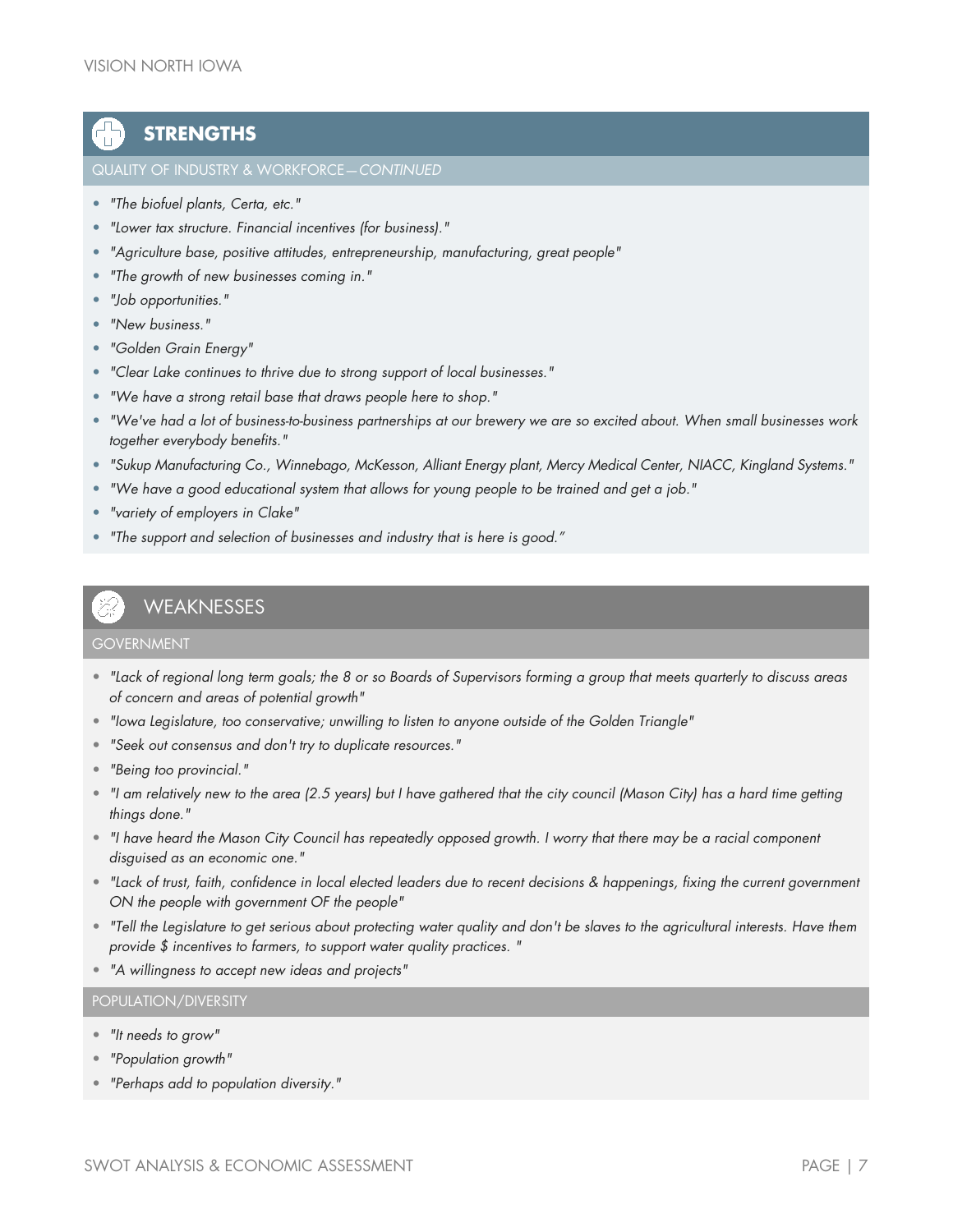## STRENGTHS

### QUALITY OF INDUSTRY & WORKFORCE—*CONTINUED*

- *"The biofuel plants, Certa, etc."*
- *"Lower tax structure. Financial incentives (for business)."*
- *"Agriculture base, positive attitudes, entrepreneurship, manufacturing, great people"*
- *"The growth of new businesses coming in."*
- *"Job opportunities."*
- *"New business."*
- *"Golden Grain Energy"*
- *"Clear Lake continues to thrive due to strong support of local businesses."*
- *"We have a strong retail base that draws people here to shop."*
- *"We've had a lot of business-to-business partnerships at our brewery we are so excited about. When small businesses work together everybody benefits."*
- *"Sukup Manufacturing Co., Winnebago, McKesson, Alliant Energy plant, Mercy Medical Center, NIACC, Kingland Systems."*
- *"We have a good educational system that allows for young people to be trained and get a job."*
- *"variety of employers in Clake"*
- *"The support and selection of businesses and industry that is here is good."*

## WEAKNESSES

### GOVERNMENT

- *"Lack of regional long term goals; the 8 or so Boards of Supervisors forming a group that meets quarterly to discuss areas of concern and areas of potential growth"*
- *"Iowa Legislature, too conservative; unwilling to listen to anyone outside of the Golden Triangle"*
- *"Seek out consensus and don't try to duplicate resources."*
- *"Being too provincial."*
- *"I am relatively new to the area (2.5 years) but I have gathered that the city council (Mason City) has a hard time getting things done."*
- *"I have heard the Mason City Council has repeatedly opposed growth. I worry that there may be a racial component disguised as an economic one."*
- *"Lack of trust, faith, confidence in local elected leaders due to recent decisions & happenings, fixing the current government ON the people with government OF the people"*
- *"Tell the Legislature to get serious about protecting water quality and don't be slaves to the agricultural interests. Have them provide $ incentives to farmers, to support water quality practices. "*
- *"A willingness to accept new ideas and projects"*

### POPULATION/DIVERSITY

- *"It needs to grow"*
- *"Population growth"*
- *"Perhaps add to population diversity."*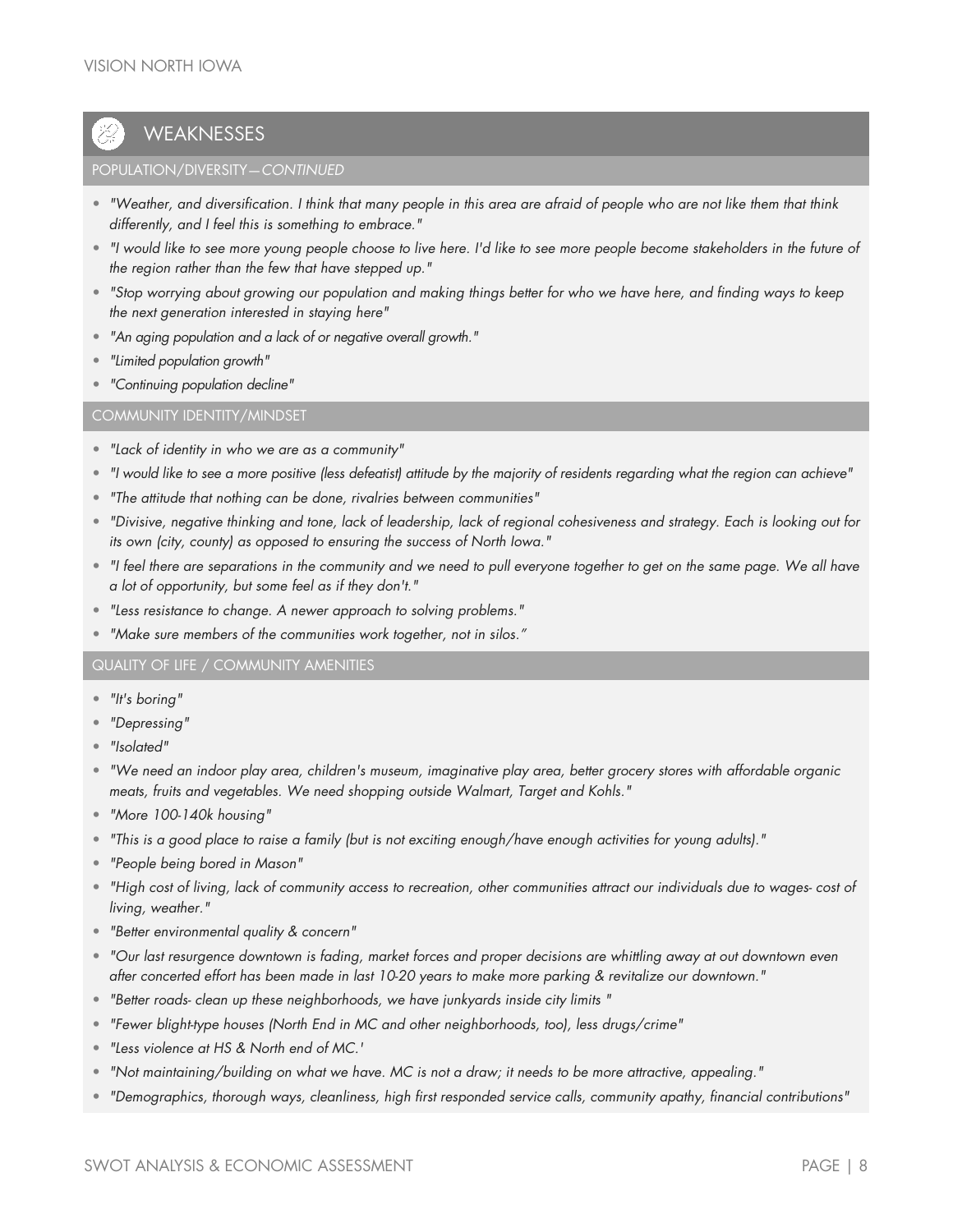## WEAKNESSES

### POPULATION/DIVERSITY—*CONTINUED*

- *"Weather, and diversification. I think that many people in this area are afraid of people who are not like them that think differently, and I feel this is something to embrace."*
- *"I would like to see more young people choose to live here. I'd like to see more people become stakeholders in the future of the region rather than the few that have stepped up."*
- *"Stop worrying about growing our population and making things better for who we have here, and finding ways to keep the next generation interested in staying here"*
- *"An aging population and a lack of or negative overall growth."*
- *"Limited population growth"*
- *"Continuing population decline"*

### COMMUNITY IDENTITY/MINDSET

- *"Lack of identity in who we are as a community"*
- *"I would like to see a more positive (less defeatist) attitude by the majority of residents regarding what the region can achieve"*
- *"The attitude that nothing can be done, rivalries between communities"*
- *"Divisive, negative thinking and tone, lack of leadership, lack of regional cohesiveness and strategy. Each is looking out for its own (city, county) as opposed to ensuring the success of North Iowa."*
- *"I feel there are separations in the community and we need to pull everyone together to get on the same page. We all have a lot of opportunity, but some feel as if they don't."*
- *"Less resistance to change. A newer approach to solving problems."*
- *"Make sure members of the communities work together, not in silos."*

### QUALITY OF LIFE / COMMUNITY AMENITIES

- *"It's boring"*
- *"Depressing"*
- *"Isolated"*
- *"We need an indoor play area, children's museum, imaginative play area, better grocery stores with affordable organic meats, fruits and vegetables. We need shopping outside Walmart, Target and Kohls."*
- *"More 100-140k housing"*
- *"This is a good place to raise a family (but is not exciting enough/have enough activities for young adults)."*
- *"People being bored in Mason"*
- *"High cost of living, lack of community access to recreation, other communities attract our individuals due to wages- cost of living, weather."*
- *"Better environmental quality & concern"*
- *"Our last resurgence downtown is fading, market forces and proper decisions are whittling away at out downtown even after concerted effort has been made in last 10-20 years to make more parking & revitalize our downtown."*
- *"Better roads- clean up these neighborhoods, we have junkyards inside city limits "*
- *"Fewer blight-type houses (North End in MC and other neighborhoods, too), less drugs/crime"*
- *"Less violence at HS & North end of MC.'*
- *"Not maintaining/building on what we have. MC is not a draw; it needs to be more attractive, appealing."*
- *"Demographics, thorough ways, cleanliness, high first responded service calls, community apathy, financial contributions"*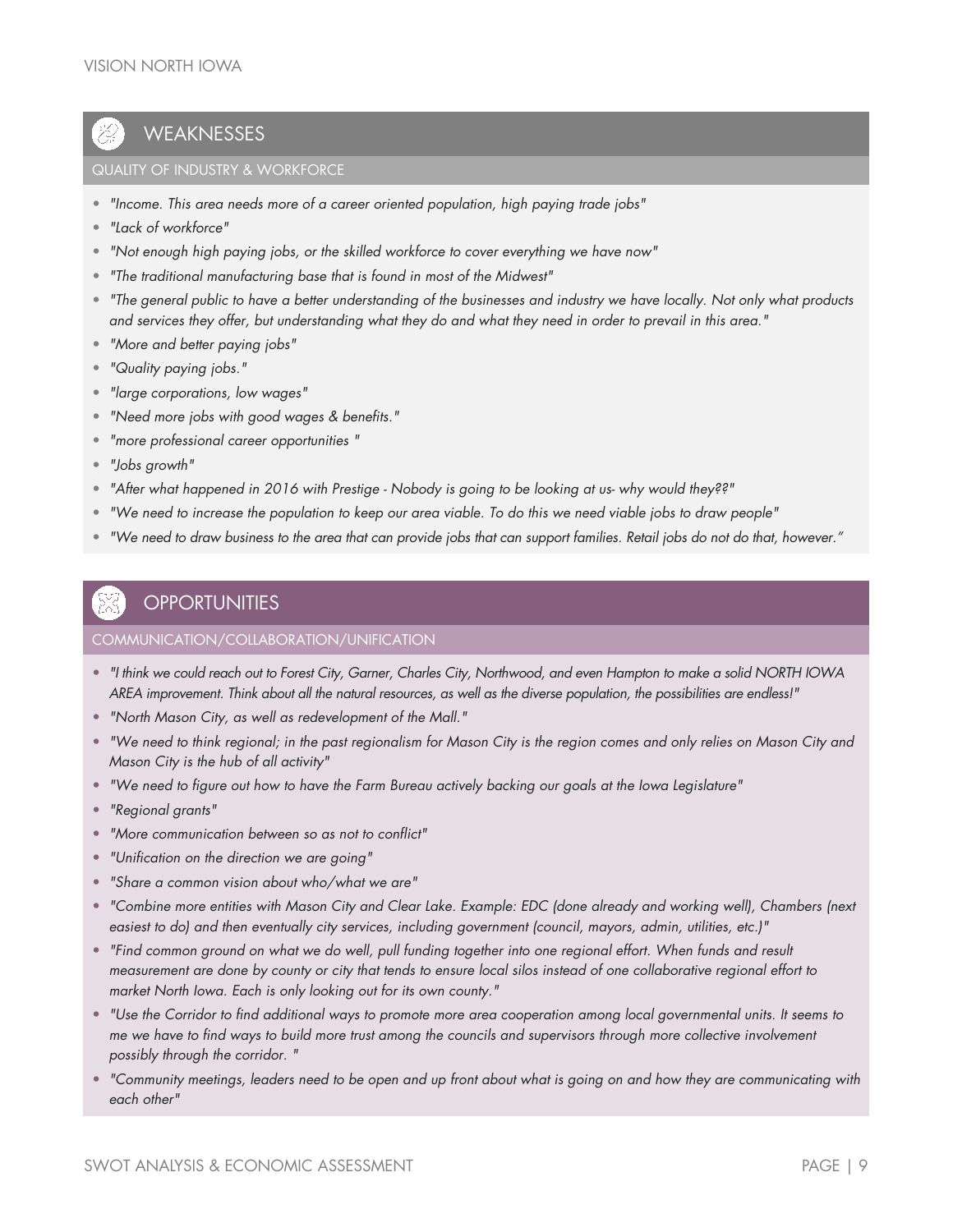## WEAKNESSES

### QUALITY OF INDUSTRY & WORKFORCE

- *"Income. This area needs more of a career oriented population, high paying trade jobs"*
- *"Lack of workforce"*
- *"Not enough high paying jobs, or the skilled workforce to cover everything we have now"*
- *"The traditional manufacturing base that is found in most of the Midwest"*
- *"The general public to have a better understanding of the businesses and industry we have locally. Not only what products and services they offer, but understanding what they do and what they need in order to prevail in this area."*
- *"More and better paying jobs"*
- *"Quality paying jobs."*
- *"large corporations, low wages"*
- *"Need more jobs with good wages & benefits."*
- *"more professional career opportunities "*
- *"Jobs growth"*
- *"After what happened in 2016 with Prestige - Nobody is going to be looking at us- why would they??"*
- *"We need to increase the population to keep our area viable. To do this we need viable jobs to draw people"*
- *"We need to draw business to the area that can provide jobs that can support families. Retail jobs do not do that, however."*

## OPPORTUNITIES

### COMMUNICATION/COLLABORATION/UNIFICATION

- *"I think we could reach out to Forest City, Garner, Charles City, Northwood, and even Hampton to make a solid NORTH IOWA AREA improvement. Think about all the natural resources, as well as the diverse population, the possibilities are endless!"*
- *"North Mason City, as well as redevelopment of the Mall."*
- *"We need to think regional; in the past regionalism for Mason City is the region comes and only relies on Mason City and Mason City is the hub of all activity"*
- *"We need to figure out how to have the Farm Bureau actively backing our goals at the Iowa Legislature"*
- *"Regional grants"*
- *"More communication between so as not to conflict"*
- *"Unification on the direction we are going"*
- *"Share a common vision about who/what we are"*
- *"Combine more entities with Mason City and Clear Lake. Example: EDC (done already and working well), Chambers (next easiest to do) and then eventually city services, including government (council, mayors, admin, utilities, etc.)"*
- *"Find common ground on what we do well, pull funding together into one regional effort. When funds and result measurement are done by county or city that tends to ensure local silos instead of one collaborative regional effort to market North Iowa. Each is only looking out for its own county."*
- *"Use the Corridor to find additional ways to promote more area cooperation among local governmental units. It seems to me we have to find ways to build more trust among the councils and supervisors through more collective involvement possibly through the corridor. "*
- *"Community meetings, leaders need to be open and up front about what is going on and how they are communicating with each other"*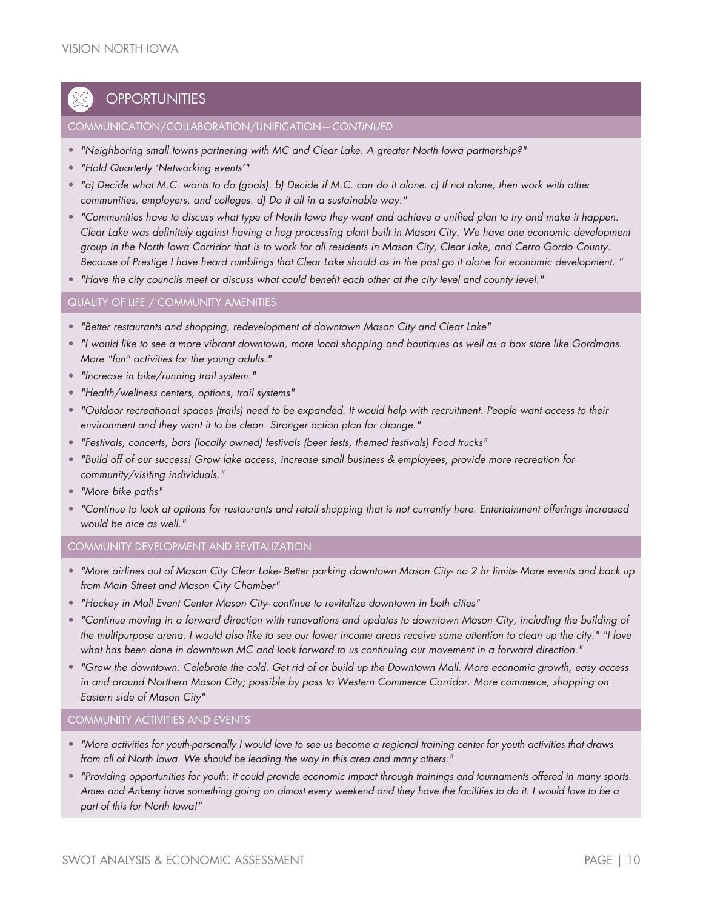## OPPORTUNITIES

### COMMUNICATION/COLLABORATION/UNIFICATION—*CONTINUED*

- *"Neighboring small towns partnering with MC and Clear Lake. A greater North Iowa partnership?"*
- *"Hold Quarterly 'Networking events'"*
- *"a) Decide what M.C. wants to do (goals). b) Decide if M.C. can do it alone. c) If not alone, then work with other communities, employers, and colleges. d) Do it all in a sustainable way."*
- *"Communities have to discuss what type of North Iowa they want and achieve a unified plan to try and make it happen. Clear Lake was definitely against having a hog processing plant built in Mason City. We have one economic development group in the North Iowa Corridor that is to work for all residents in Mason City, Clear Lake, and Cerro Gordo County. Because of Prestige I have heard rumblings that Clear Lake should as in the past go it alone for economic development. "*
- *"Have the city councils meet or discuss what could benefit each other at the city level and county level."*

### QUALITY OF LIFE / COMMUNITY AMENITIES

- *"Better restaurants and shopping, redevelopment of downtown Mason City and Clear Lake"*
- *"I would like to see a more vibrant downtown, more local shopping and boutiques as well as a box store like Gordmans. More "fun" activities for the young adults."*
- *"Increase in bike/running trail system."*
- *"Health/wellness centers, options, trail systems"*
- *"Outdoor recreational spaces (trails) need to be expanded. It would help with recruitment. People want access to their environment and they want it to be clean. Stronger action plan for change."*
- *"Festivals, concerts, bars (locally owned) festivals (beer fests, themed festivals) Food trucks"*
- *"Build off of our success! Grow lake access, increase small business & employees, provide more recreation for community/visiting individuals."*
- *"More bike paths"*
- *"Continue to look at options for restaurants and retail shopping that is not currently here. Entertainment offerings increased would be nice as well."*

### COMMUNITY DEVELOPMENT AND REVITALIZATION

- *"More airlines out of Mason City Clear Lake- Better parking downtown Mason City- no 2 hr limits- More events and back up from Main Street and Mason City Chamber"*
- *"Hockey in Mall Event Center Mason City- continue to revitalize downtown in both cities"*
- *"Continue moving in a forward direction with renovations and updates to downtown Mason City, including the building of the multipurpose arena. I would also like to see our lower income areas receive some attention to clean up the city." "I love what has been done in downtown MC and look forward to us continuing our movement in a forward direction."*
- *"Grow the downtown. Celebrate the cold. Get rid of or build up the Downtown Mall. More economic growth, easy access in and around Northern Mason City; possible by pass to Western Commerce Corridor. More commerce, shopping on Eastern side of Mason City"*

### COMMUNITY ACTIVITIES AND EVENTS

- *"More activities for youth-personally I would love to see us become a regional training center for youth activities that draws from all of North Iowa. We should be leading the way in this area and many others."*
- *"Providing opportunities for youth: it could provide economic impact through trainings and tournaments offered in many sports. Ames and Ankeny have something going on almost every weekend and they have the facilities to do it. I would love to be a part of this for North Iowa!"*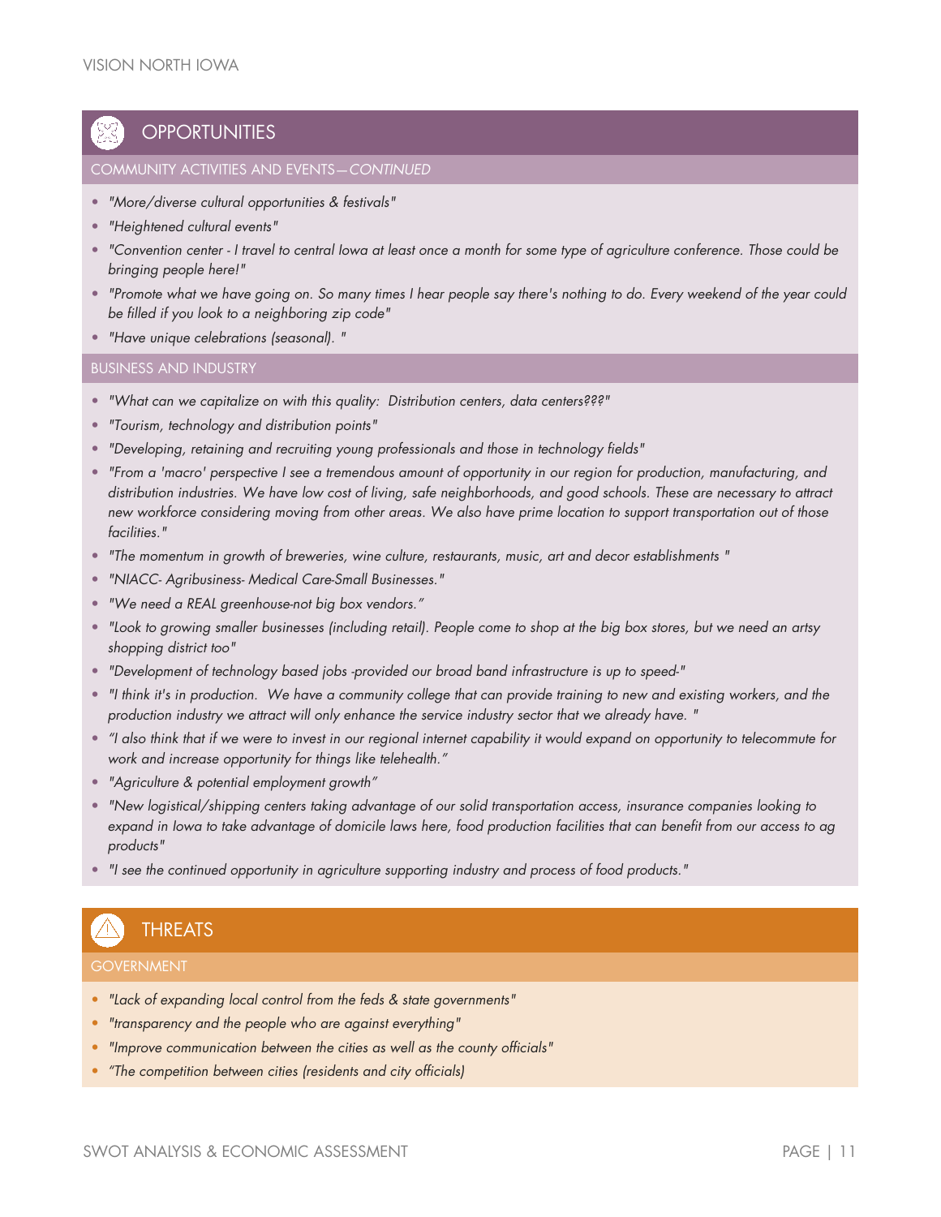## OPPORTUNITIES

### COMMUNITY ACTIVITIES AND EVENTS—*CONTINUED*

- *"More/diverse cultural opportunities & festivals"*
- *"Heightened cultural events"*
- *"Convention center - I travel to central Iowa at least once a month for some type of agriculture conference. Those could be bringing people here!"*
- *"Promote what we have going on. So many times I hear people say there's nothing to do. Every weekend of the year could be filled if you look to a neighboring zip code"*
- *"Have unique celebrations (seasonal). "*

### BUSINESS AND INDUSTRY

- *"What can we capitalize on with this quality: Distribution centers, data centers???"*
- *"Tourism, technology and distribution points"*
- *"Developing, retaining and recruiting young professionals and those in technology fields"*
- *"From a 'macro' perspective I see a tremendous amount of opportunity in our region for production, manufacturing, and distribution industries. We have low cost of living, safe neighborhoods, and good schools. These are necessary to attract new workforce considering moving from other areas. We also have prime location to support transportation out of those facilities."*
- *"The momentum in growth of breweries, wine culture, restaurants, music, art and decor establishments "*
- *"NIACC- Agribusiness- Medical Care-Small Businesses."*
- *"We need a REAL greenhouse-not big box vendors."*
- *"Look to growing smaller businesses (including retail). People come to shop at the big box stores, but we need an artsy shopping district too"*
- *"Development of technology based jobs -provided our broad band infrastructure is up to speed-"*
- *"I think it's in production. We have a community college that can provide training to new and existing workers, and the production industry we attract will only enhance the service industry sector that we already have. "*
- *"I also think that if we were to invest in our regional internet capability it would expand on opportunity to telecommute for work and increase opportunity for things like telehealth."*
- *"Agriculture & potential employment growth"*
- *"New logistical/shipping centers taking advantage of our solid transportation access, insurance companies looking to expand in Iowa to take advantage of domicile laws here, food production facilities that can benefit from our access to ag products"*
- *"I see the continued opportunity in agriculture supporting industry and process of food products."*

## THREATS

### GOVERNMENT

- *"Lack of expanding local control from the feds & state governments"*
- *"transparency and the people who are against everything"*
- *"Improve communication between the cities as well as the county officials"*
- *"The competition between cities (residents and city officials)*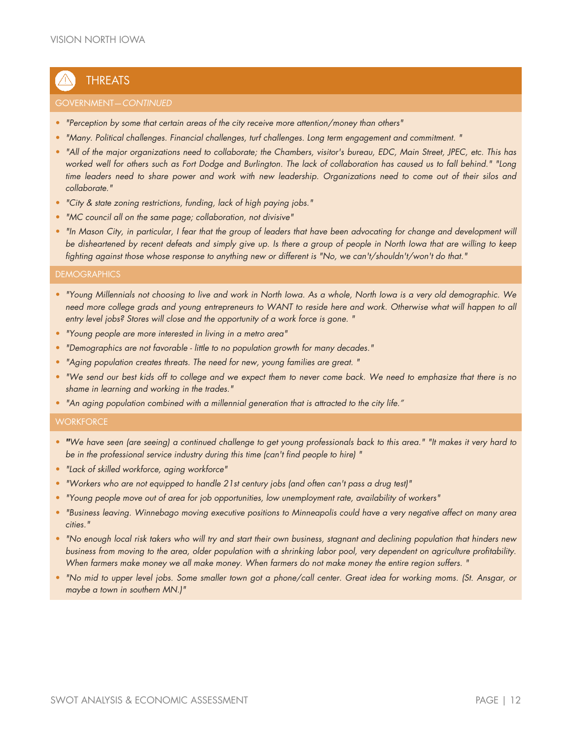## THREATS

### GOVERNMENT—*CONTINUED*

- *"Perception by some that certain areas of the city receive more attention/money than others"*
- *"Many. Political challenges. Financial challenges, turf challenges. Long term engagement and commitment. "*
- *"All of the major organizations need to collaborate; the Chambers, visitor's bureau, EDC, Main Street, JPEC, etc. This has worked well for others such as Fort Dodge and Burlington. The lack of collaboration has caused us to fall behind." "Long time leaders need to share power and work with new leadership. Organizations need to come out of their silos and collaborate."*
- *"City & state zoning restrictions, funding, lack of high paying jobs."*
- *"MC council all on the same page; collaboration, not divisive"*
- *"In Mason City, in particular, I fear that the group of leaders that have been advocating for change and development will be disheartened by recent defeats and simply give up. Is there a group of people in North Iowa that are willing to keep fighting against those whose response to anything new or different is "No, we can't/shouldn't/won't do that."*

### DEMOGRAPHICS

- *"Young Millennials not choosing to live and work in North Iowa. As a whole, North Iowa is a very old demographic. We need more college grads and young entrepreneurs to WANT to reside here and work. Otherwise what will happen to all entry level jobs? Stores will close and the opportunity of a work force is gone. "*
- *"Young people are more interested in living in a metro area"*
- *"Demographics are not favorable - little to no population growth for many decades."*
- *"Aging population creates threats. The need for new, young families are great. "*
- *"We send our best kids off to college and we expect them to never come back. We need to emphasize that there is no shame in learning and working in the trades."*
- *"An aging population combined with a millennial generation that is attracted to the city life."*

### WORKFORCE

- *"We have seen (are seeing) a continued challenge to get young professionals back to this area." "It makes it very hard to be in the professional service industry during this time (can't find people to hire) "*
- *"Lack of skilled workforce, aging workforce"*
- *"Workers who are not equipped to handle 21st century jobs (and often can't pass a drug test)"*
- *"Young people move out of area for job opportunities, low unemployment rate, availability of workers"*
- *"Business leaving. Winnebago moving executive positions to Minneapolis could have a very negative affect on many area cities."*
- *"No enough local risk takers who will try and start their own business, stagnant and declining population that hinders new business from moving to the area, older population with a shrinking labor pool, very dependent on agriculture profitability. When farmers make money we all make money. When farmers do not make money the entire region suffers. "*
- *"No mid to upper level jobs. Some smaller town got a phone/call center. Great idea for working moms. (St. Ansgar, or maybe a town in southern MN.)"*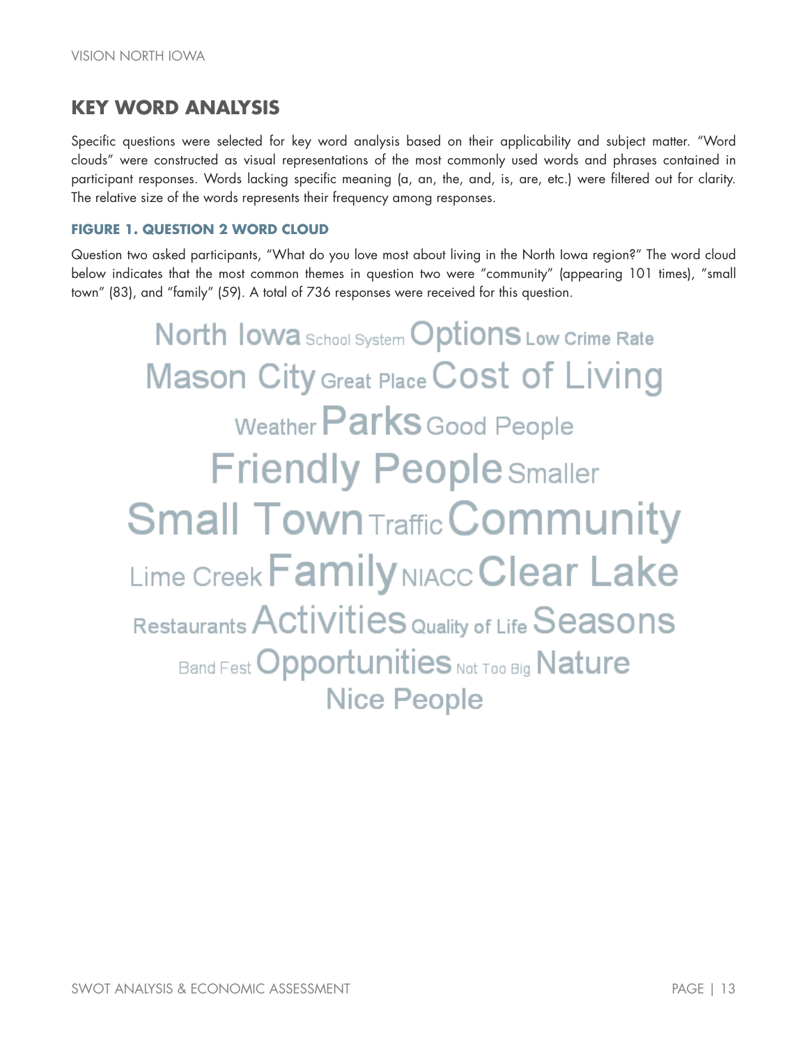## KEY WORD ANALYSIS

Specific questions were selected for key word analysis based on their applicability and subject matter. "Word clouds" were constructed as visual representations of the most commonly used words and phrases contained in participant responses. Words lacking specific meaning (a, an, the, and, is, are, etc.) were filtered out for clarity. The relative size of the words represents their frequency among responses.

### FIGURE 1. QUESTION 2 WORD CLOUD

Question two asked participants, "What do you love most about living in the North Iowa region?" The word cloud below indicates that the most common themes in question two were "community" (appearing 101 times), "small town" (83), and "family" (59). A total of 736 responses were received for this question.

North Iowa School System Options Low Crime Rate
Mason City Great Place Cost of Living
Weather Parks Good People
Friendly People Smaller
Small Town Traffic Community
Lime Creek Family NIACC Clear Lake
Restaurants Activities Quality of Life Seasons
Band Fest Opportunities Not Too Big Nature
Nice People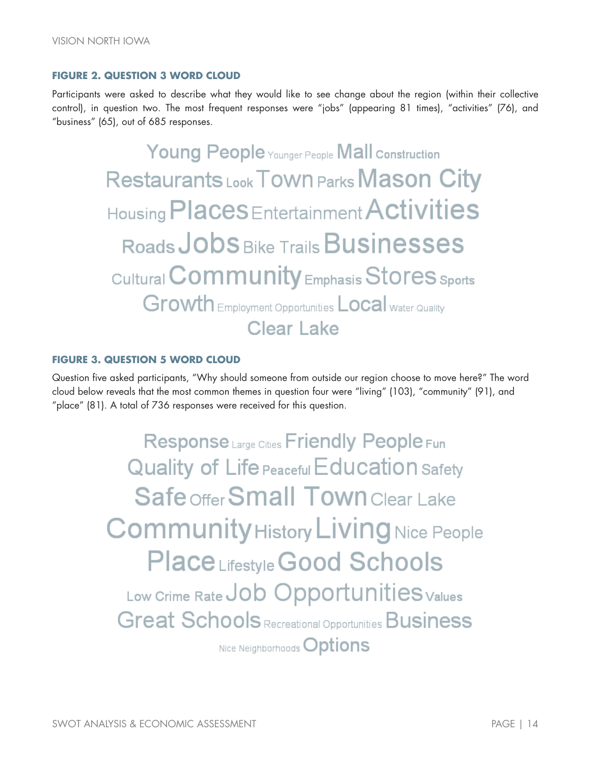#### FIGURE 2. QUESTION 3 WORD CLOUD

Participants were asked to describe what they would like to see change about the region (within their collective control), in question two. The most frequent responses were "jobs" (appearing 81 times), "activities" (76), and "business" (65), out of 685 responses.

Young People Younger People Mall Construction
Restaurants Look Town Parks Mason City
Housing Places Entertainment Activities
Roads Jobs Bike Trails Businesses
Cultural Community Emphasis Stores Sports
Growth Employment Opportunities Local Water Quality
Clear Lake

#### FIGURE 3. QUESTION 5 WORD CLOUD

Question five asked participants, "Why should someone from outside our region choose to move here?" The word cloud below reveals that the most common themes in question four were "living" (103), "community" (91), and "place" (81). A total of 736 responses were received for this question.

Response Large Cities Friendly People Fun
Quality of Life Peaceful Education Safety
Safe Offer Small Town Clear Lake
Community History Living Nice People
Place Lifestyle Good Schools
Low Crime Rate Job Opportunities Values
Great Schools Recreational Opportunities Business
Nice Neighborhoods Options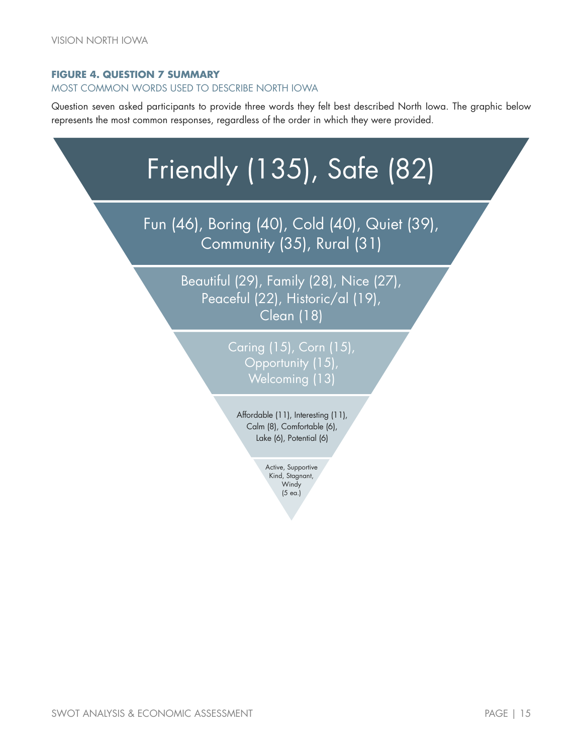**FIGURE 4. QUESTION 7 SUMMARY**

MOST COMMON WORDS USED TO DESCRIBE NORTH IOWA

Question seven asked participants to provide three words they felt best described North Iowa. The graphic below represents the most common responses, regardless of the order in which they were provided.

Friendly (135), Safe (82)

Fun (46), Boring (40), Cold (40), Quiet (39), Community (35), Rural (31)

Beautiful (29), Family (28), Nice (27), Peaceful (22), Historic/al (19), Clean (18)

Caring (15), Corn (15), Opportunity (15), Welcoming (13)

Affordable (11), Interesting (11), Calm (8), Comfortable (6), Lake (6), Potential (6)

Active, Supportive Kind, Stagnant, Windy (5 ea.)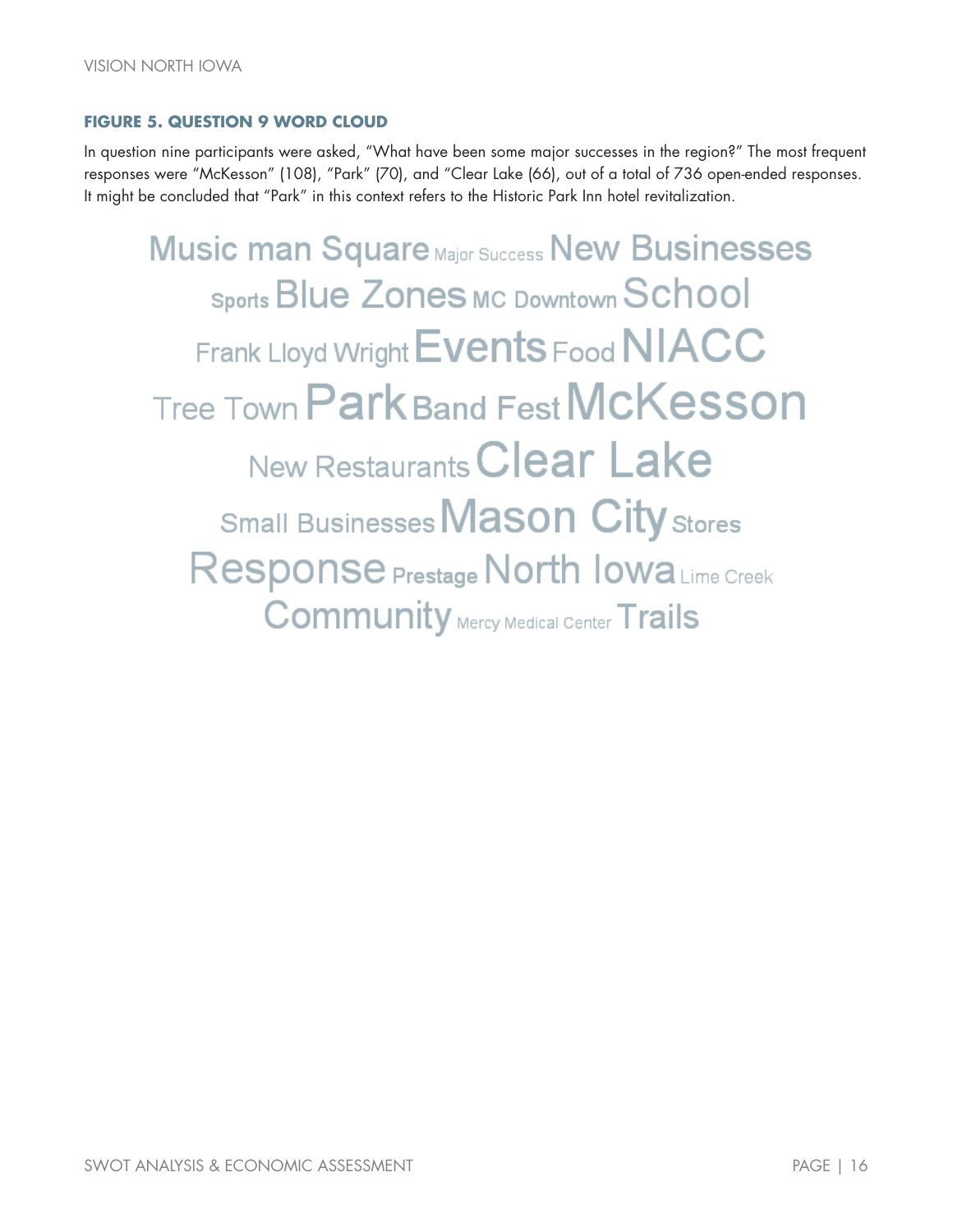#### FIGURE 5. QUESTION 9 WORD CLOUD

In question nine participants were asked, "What have been some major successes in the region?" The most frequent responses were "McKesson" (108), "Park" (70), and "Clear Lake (66), out of a total of 736 open-ended responses. It might be concluded that "Park" in this context refers to the Historic Park Inn hotel revitalization.

Music man Square Major Success New Businesses
Sports Blue Zones MC Downtown School
Frank Lloyd Wright Events Food NIACC
Tree Town Park Band Fest McKesson
New Restaurants Clear Lake
Small Businesses Mason City Stores
Response Prestage North Iowa Lime Creek
Community Mercy Medical Center Trails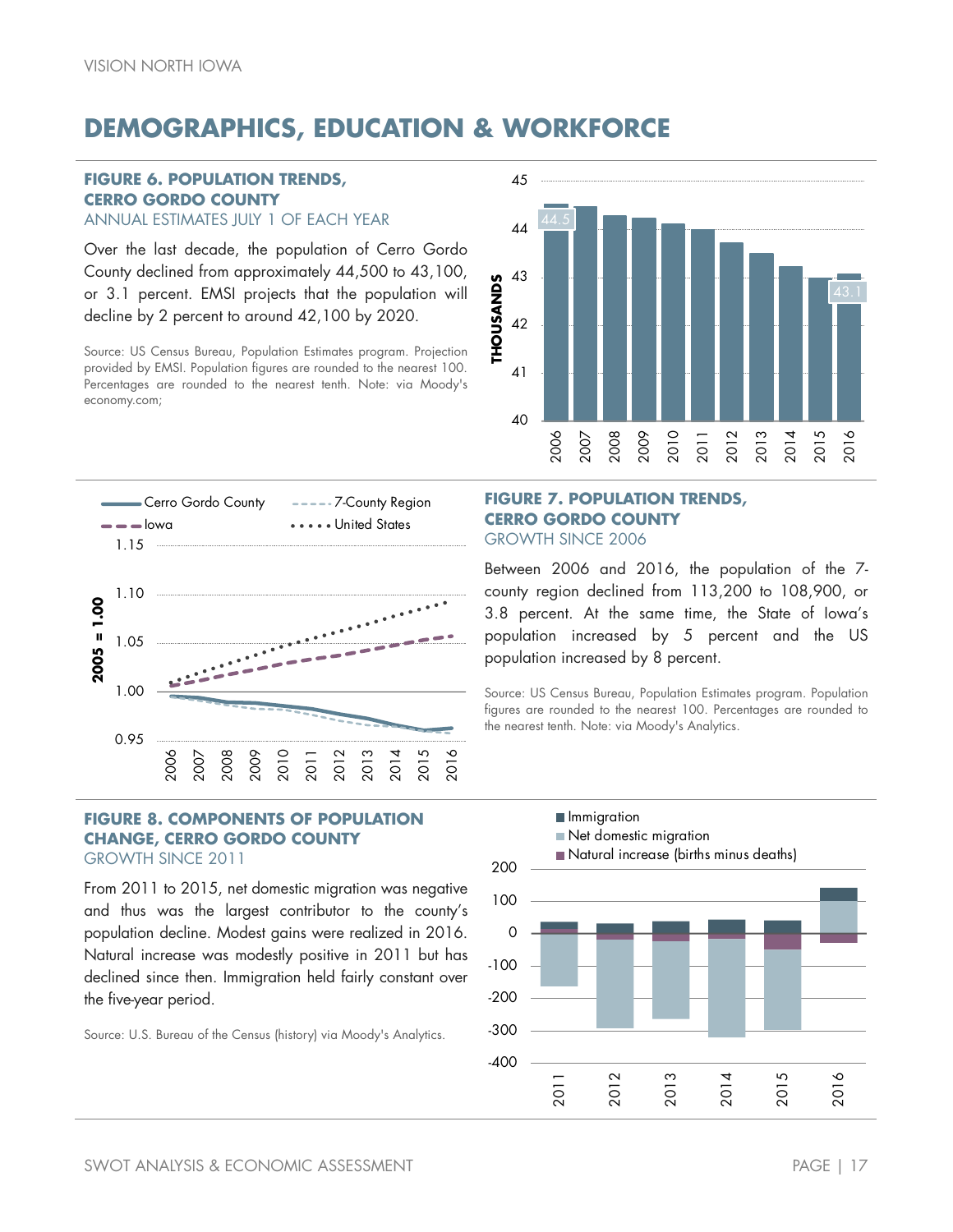# DEMOGRAPHICS, EDUCATION & WORKFORCE

### FIGURE 6. POPULATION TRENDS, CERRO GORDO COUNTY
ANNUAL ESTIMATES JULY 1 OF EACH YEAR

Over the last decade, the population of Cerro Gordo County declined from approximately 44,500 to 43,100, or 3.1 percent. EMSI projects that the population will decline by 2 percent to around 42,100 by 2020.

Source: US Census Bureau, Population Estimates program. Projection provided by EMSI. Population figures are rounded to the nearest 100. Percentages are rounded to the nearest tenth. Note: via Moody's economy.com;

### FIGURE 7. POPULATION TRENDS, CERRO GORDO COUNTY
GROWTH SINCE 2006

Between 2006 and 2016, the population of the 7-county region declined from 113,200 to 108,900, or 3.8 percent. At the same time, the State of Iowa's population increased by 5 percent and the US population increased by 8 percent.

Source: US Census Bureau, Population Estimates program. Population figures are rounded to the nearest 100. Percentages are rounded to the nearest tenth. Note: via Moody's Analytics.

### FIGURE 8. COMPONENTS OF POPULATION CHANGE, CERRO GORDO COUNTY
GROWTH SINCE 2011

From 2011 to 2015, net domestic migration was negative and thus was the largest contributor to the county's population decline. Modest gains were realized in 2016. Natural increase was modestly positive in 2011 but has declined since then. Immigration held fairly constant over the five-year period.

Source: U.S. Bureau of the Census (history) via Moody's Analytics.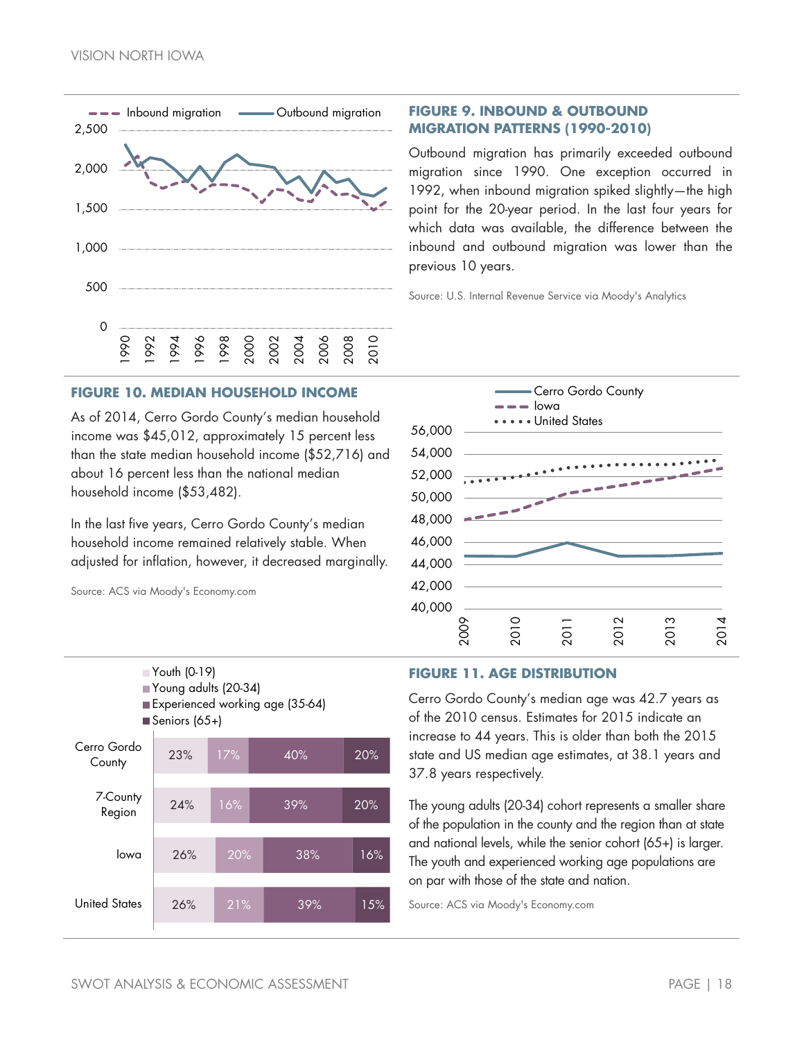## FIGURE 9. INBOUND & OUTBOUND MIGRATION PATTERNS (1990-2010)

Outbound migration has primarily exceeded outbound migration since 1990. One exception occurred in 1992, when inbound migration spiked slightly—the high point for the 20-year period. In the last four years for which data was available, the difference between the inbound and outbound migration was lower than the previous 10 years.

Source: U.S. Internal Revenue Service via Moody's Analytics

## FIGURE 10. MEDIAN HOUSEHOLD INCOME

As of 2014, Cerro Gordo County's median household income was $45,012, approximately 15 percent less than the state median household income ($52,716) and about 16 percent less than the national median household income ($53,482).

In the last five years, Cerro Gordo County's median household income remained relatively stable. When adjusted for inflation, however, it decreased marginally.

Source: ACS via Moody's Economy.com

## FIGURE 11. AGE DISTRIBUTION

| | Youth (0-19) | Young adults (20-34) | Experienced working age (35-64) | Seniors (65+) |
|---|---|---|---|---|
| Cerro Gordo County | 23% | 17% | 40% | 20% |
| 7-County Region | 24% | 16% | 39% | 20% |
| Iowa | 26% | 20% | 38% | 16% |
| United States | 26% | 21% | 39% | 15% |

Cerro Gordo County's median age was 42.7 years as of the 2010 census. Estimates for 2015 indicate an increase to 44 years. This is older than both the 2015 state and US median age estimates, at 38.1 years and 37.8 years respectively.

The young adults (20-34) cohort represents a smaller share of the population in the county and the region than at state and national levels, while the senior cohort (65+) is larger. The youth and experienced working age populations are on par with those of the state and nation.

Source: ACS via Moody's Economy.com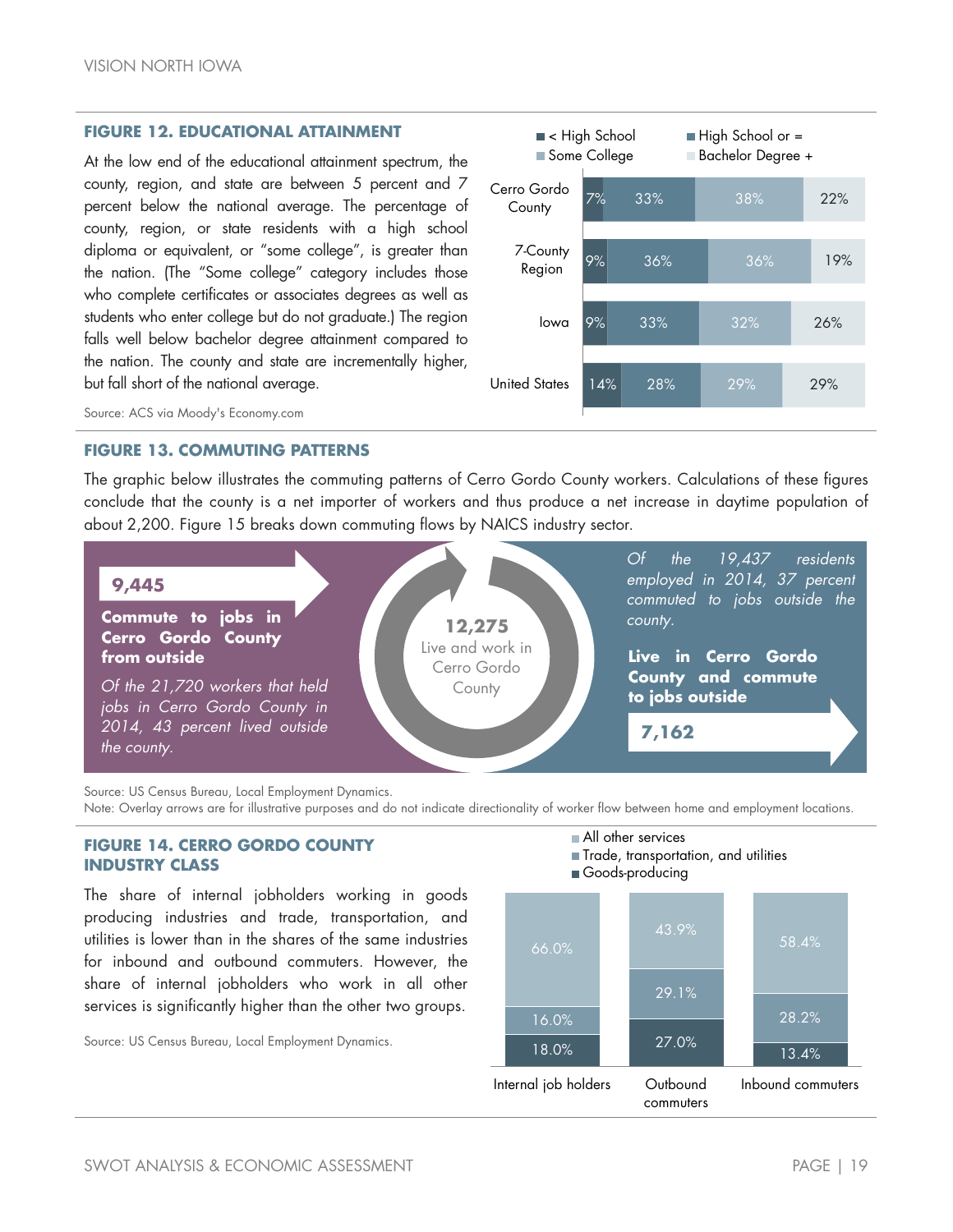## FIGURE 12. EDUCATIONAL ATTAINMENT

At the low end of the educational attainment spectrum, the county, region, and state are between 5 percent and 7 percent below the national average. The percentage of county, region, or state residents with a high school diploma or equivalent, or "some college", is greater than the nation. (The "Some college" category includes those who complete certificates or associates degrees as well as students who enter college but do not graduate.) The region falls well below bachelor degree attainment compared to the nation. The county and state are incrementally higher, but fall short of the national average.

| | < High School | High School or = | Some College | Bachelor Degree + |
|---|---|---|---|---|
| Cerro Gordo County | 7% | 33% | 38% | 22% |
| 7-County Region | 9% | 36% | 36% | 19% |
| Iowa | 9% | 33% | 32% | 26% |
| United States | 14% | 28% | 29% | 29% |

Source: ACS via Moody's Economy.com

## FIGURE 13. COMMUTING PATTERNS

The graphic below illustrates the commuting patterns of Cerro Gordo County workers. Calculations of these figures conclude that the county is a net importer of workers and thus produce a net increase in daytime population of about 2,200. Figure 15 breaks down commuting flows by NAICS industry sector.

**9,445**

**Commute to jobs in Cerro Gordo County from outside**

*Of the 21,720 workers that held jobs in Cerro Gordo County in 2014, 43 percent lived outside the county.*

**12,275**

Live and work in Cerro Gordo County

*Of the 19,437 residents employed in 2014, 37 percent commuted to jobs outside the county.*

**Live in Cerro Gordo County and commute to jobs outside**

**7,162**

Source: US Census Bureau, Local Employment Dynamics.
Note: Overlay arrows are for illustrative purposes and do not indicate directionality of worker flow between home and employment locations.

## FIGURE 14. CERRO GORDO COUNTY INDUSTRY CLASS

The share of internal jobholders working in goods producing industries and trade, transportation, and utilities is lower than in the shares of the same industries for inbound and outbound commuters. However, the share of internal jobholders who work in all other services is significantly higher than the other two groups.

Source: US Census Bureau, Local Employment Dynamics.

| | Internal job holders | Outbound commuters | Inbound commuters |
|---|---|---|---|
| All other services | 66.0% | 43.9% | 58.4% |
| Trade, transportation, and utilities | 16.0% | 29.1% | 28.2% |
| Goods-producing | 18.0% | 27.0% | 13.4% |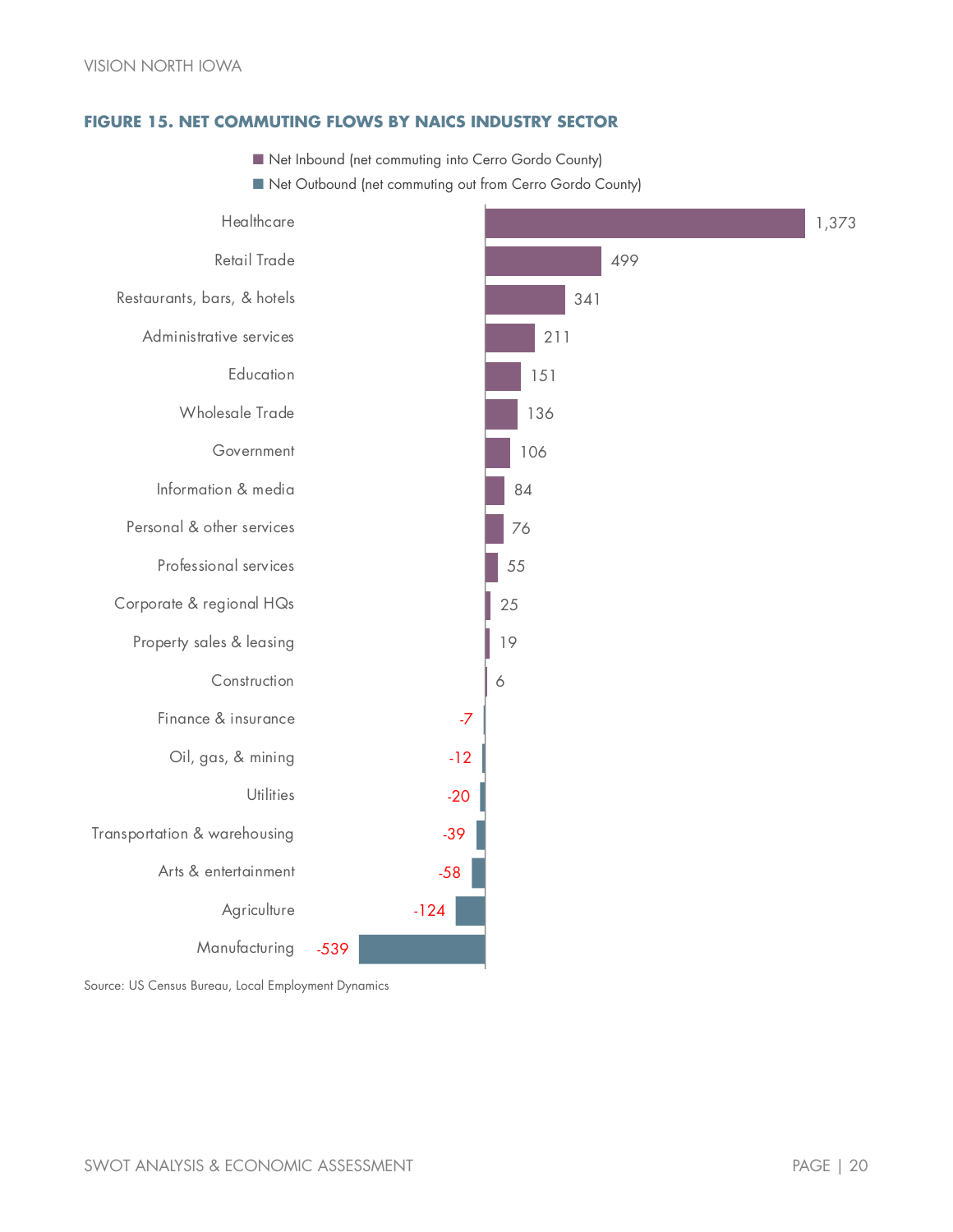#### FIGURE 15. NET COMMUTING FLOWS BY NAICS INDUSTRY SECTOR

| Industry Sector | Net Commuting Flow |
|---|---|
| Healthcare | 1,373 |
| Retail Trade | 499 |
| Restaurants, bars, & hotels | 341 |
| Administrative services | 211 |
| Education | 151 |
| Wholesale Trade | 136 |
| Government | 106 |
| Information & media | 84 |
| Personal & other services | 76 |
| Professional services | 55 |
| Corporate & regional HQs | 25 |
| Property sales & leasing | 19 |
| Construction | 6 |
| Finance & insurance | -7 |
| Oil, gas, & mining | -12 |
| Utilities | -20 |
| Transportation & warehousing | -39 |
| Arts & entertainment | -58 |
| Agriculture | -124 |
| Manufacturing | -539 |

Net Inbound (net commuting into Cerro Gordo County)
Net Outbound (net commuting out from Cerro Gordo County)

Source: US Census Bureau, Local Employment Dynamics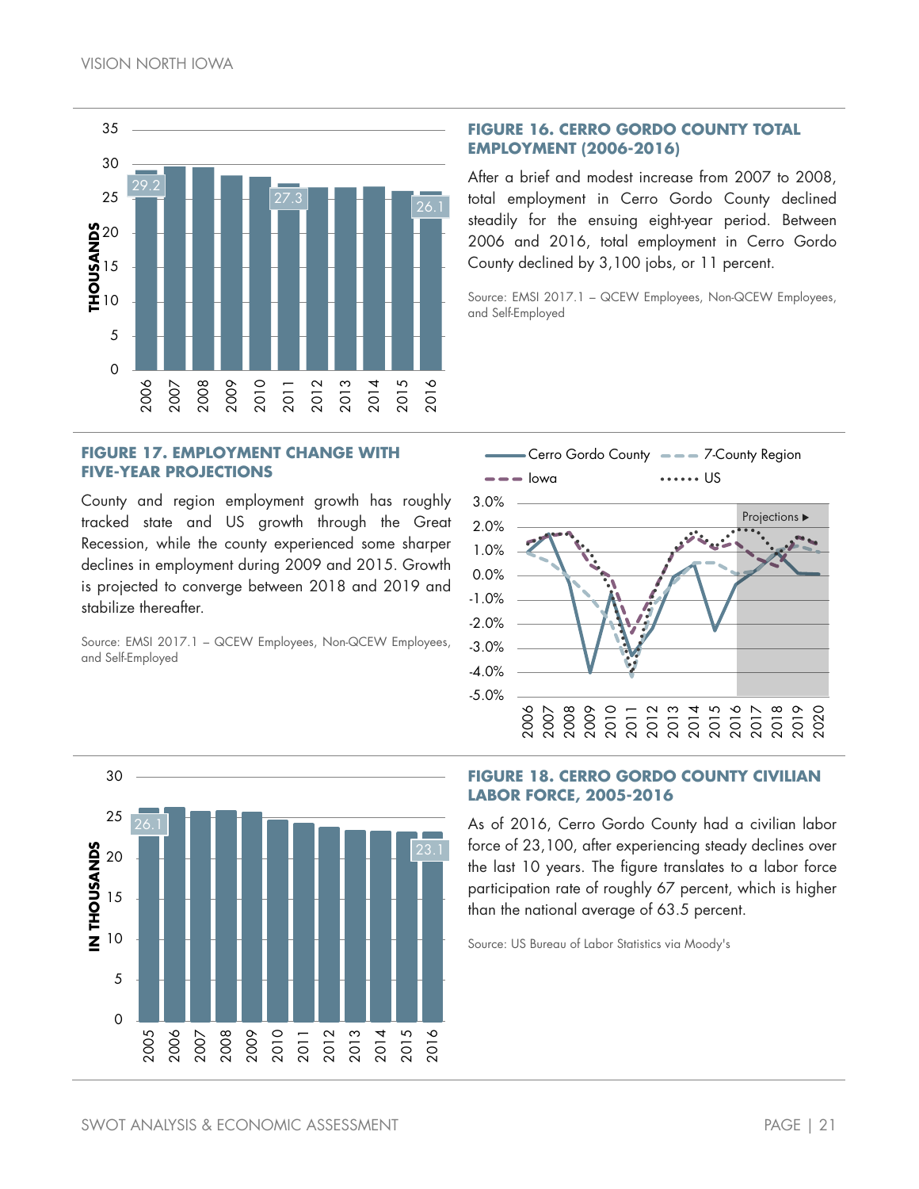## FIGURE 16. CERRO GORDO COUNTY TOTAL EMPLOYMENT (2006-2016)

After a brief and modest increase from 2007 to 2008, total employment in Cerro Gordo County declined steadily for the ensuing eight-year period. Between 2006 and 2016, total employment in Cerro Gordo County declined by 3,100 jobs, or 11 percent.

Source: EMSI 2017.1 – QCEW Employees, Non-QCEW Employees, and Self-Employed

## FIGURE 17. EMPLOYMENT CHANGE WITH FIVE-YEAR PROJECTIONS

County and region employment growth has roughly tracked state and US growth through the Great Recession, while the county experienced some sharper declines in employment during 2009 and 2015. Growth is projected to converge between 2018 and 2019 and stabilize thereafter.

Source: EMSI 2017.1 – QCEW Employees, Non-QCEW Employees, and Self-Employed

## FIGURE 18. CERRO GORDO COUNTY CIVILIAN LABOR FORCE, 2005-2016

As of 2016, Cerro Gordo County had a civilian labor force of 23,100, after experiencing steady declines over the last 10 years. The figure translates to a labor force participation rate of roughly 67 percent, which is higher than the national average of 63.5 percent.

Source: US Bureau of Labor Statistics via Moody's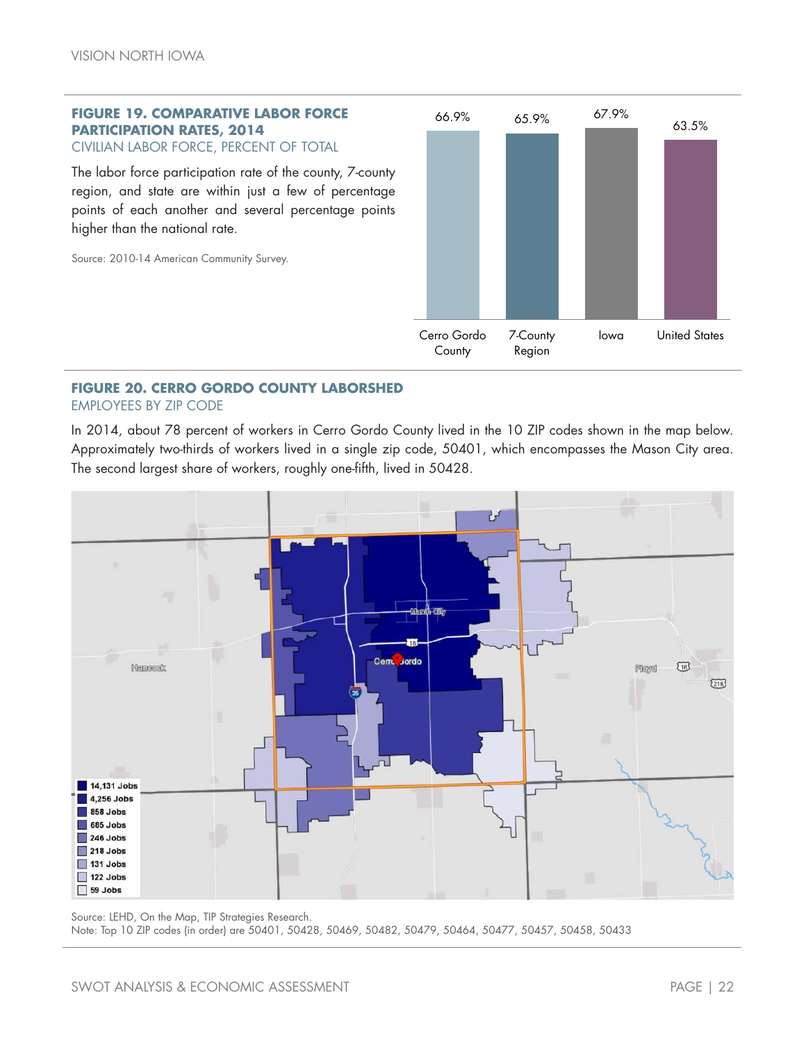## FIGURE 19. COMPARATIVE LABOR FORCE PARTICIPATION RATES, 2014

CIVILIAN LABOR FORCE, PERCENT OF TOTAL

The labor force participation rate of the county, 7-county region, and state are within just a few of percentage points of each another and several percentage points higher than the national rate.

Source: 2010-14 American Community Survey.

| Cerro Gordo County | 7-County Region | Iowa | United States |
|---|---|---|---|
| 66.9% | 65.9% | 67.9% | 63.5% |

## FIGURE 20. CERRO GORDO COUNTY LABORSHED

EMPLOYEES BY ZIP CODE

In 2014, about 78 percent of workers in Cerro Gordo County lived in the 10 ZIP codes shown in the map below. Approximately two-thirds of workers lived in a single zip code, 50401, which encompasses the Mason City area. The second largest share of workers, roughly one-fifth, lived in 50428.

- 14,131 Jobs
- 4,256 Jobs
- 858 Jobs
- 685 Jobs
- 246 Jobs
- 218 Jobs
- 131 Jobs
- 122 Jobs
- 59 Jobs

Source: LEHD, On the Map, TIP Strategies Research.
Note: Top 10 ZIP codes (in order) are 50401, 50428, 50469, 50482, 50479, 50464, 50477, 50457, 50458, 50433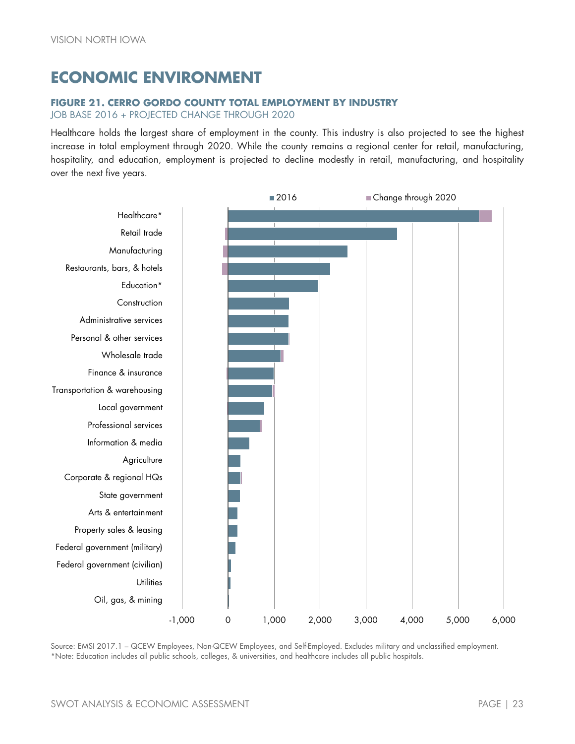## ECONOMIC ENVIRONMENT

**FIGURE 21. CERRO GORDO COUNTY TOTAL EMPLOYMENT BY INDUSTRY**
JOB BASE 2016 + PROJECTED CHANGE THROUGH 2020

Healthcare holds the largest share of employment in the county. This industry is also projected to see the highest increase in total employment through 2020. While the county remains a regional center for retail, manufacturing, hospitality, and education, employment is projected to decline modestly in retail, manufacturing, and hospitality over the next five years.

Legend: 2016; Change through 2020

Industries: Healthcare*, Retail trade, Manufacturing, Restaurants, bars, & hotels, Education*, Construction, Administrative services, Personal & other services, Wholesale trade, Finance & insurance, Transportation & warehousing, Local government, Professional services, Information & media, Agriculture, Corporate & regional HQs, State government, Arts & entertainment, Property sales & leasing, Federal government (military), Federal government (civilian), Utilities, Oil, gas, & mining

Axis: -1,000; 0; 1,000; 2,000; 3,000; 4,000; 5,000; 6,000

Source: EMSI 2017.1 – QCEW Employees, Non-QCEW Employees, and Self-Employed. Excludes military and unclassified employment.
*Note: Education includes all public schools, colleges, & universities, and healthcare includes all public hospitals.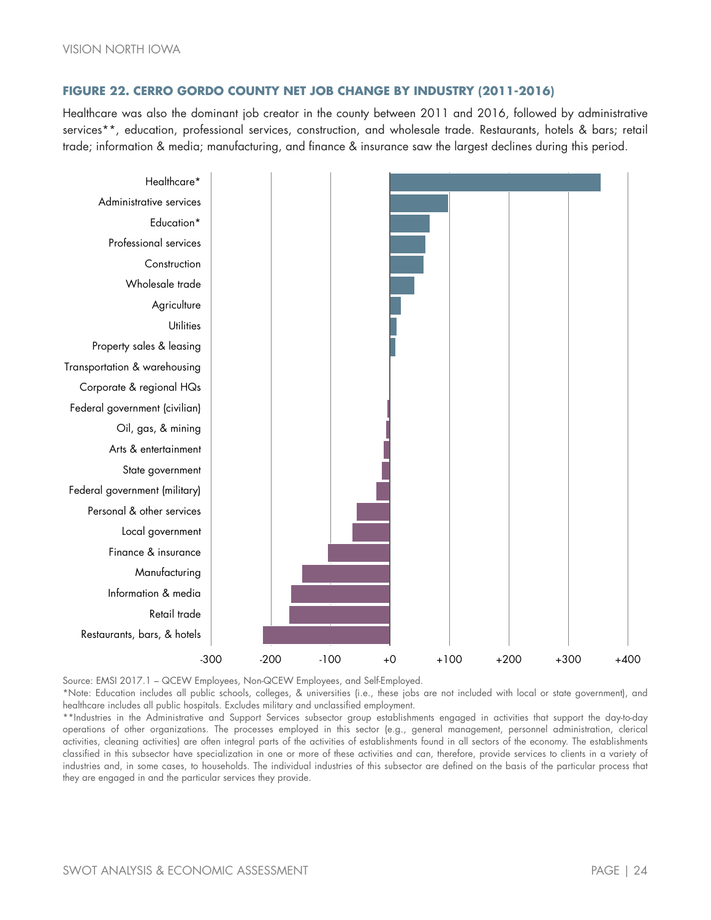### FIGURE 22. CERRO GORDO COUNTY NET JOB CHANGE BY INDUSTRY (2011-2016)

Healthcare was also the dominant job creator in the county between 2011 and 2016, followed by administrative services**, education, professional services, construction, and wholesale trade. Restaurants, hotels & bars; retail trade; information & media; manufacturing, and finance & insurance saw the largest declines during this period.

Healthcare*
Administrative services
Education*
Professional services
Construction
Wholesale trade
Agriculture
Utilities
Property sales & leasing
Transportation & warehousing
Corporate & regional HQs
Federal government (civilian)
Oil, gas, & mining
Arts & entertainment
State government
Federal government (military)
Personal & other services
Local government
Finance & insurance
Manufacturing
Information & media
Retail trade
Restaurants, bars, & hotels

-300 -200 -100 +0 +100 +200 +300 +400

Source: EMSI 2017.1 – QCEW Employees, Non-QCEW Employees, and Self-Employed.

*Note: Education includes all public schools, colleges, & universities (i.e., these jobs are not included with local or state government), and healthcare includes all public hospitals. Excludes military and unclassified employment.

**Industries in the Administrative and Support Services subsector group establishments engaged in activities that support the day-to-day operations of other organizations. The processes employed in this sector (e.g., general management, personnel administration, clerical activities, cleaning activities) are often integral parts of the activities of establishments found in all sectors of the economy. The establishments classified in this subsector have specialization in one or more of these activities and can, therefore, provide services to clients in a variety of industries and, in some cases, to households. The individual industries of this subsector are defined on the basis of the particular process that they are engaged in and the particular services they provide.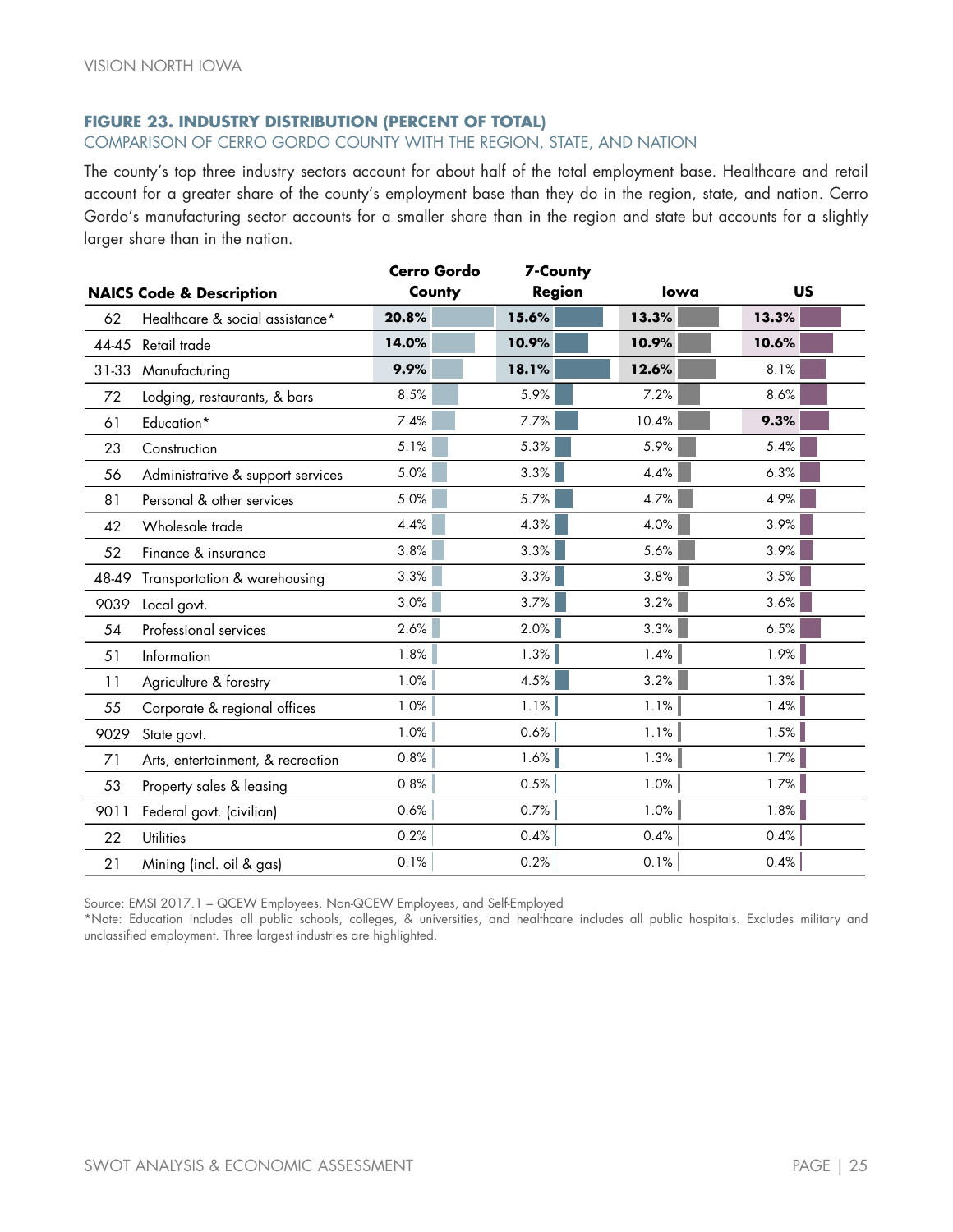### FIGURE 23. INDUSTRY DISTRIBUTION (PERCENT OF TOTAL)

COMPARISON OF CERRO GORDO COUNTY WITH THE REGION, STATE, AND NATION

The county's top three industry sectors account for about half of the total employment base. Healthcare and retail account for a greater share of the county's employment base than they do in the region, state, and nation. Cerro Gordo's manufacturing sector accounts for a smaller share than in the region and state but accounts for a slightly larger share than in the nation.

| NAICS Code & Description | | Cerro Gordo County | 7-County Region | Iowa | US |
|---|---|---|---|---|---|
| 62 | Healthcare & social assistance* | **20.8%** | **15.6%** | **13.3%** | **13.3%** |
| 44-45 | Retail trade | **14.0%** | **10.9%** | **10.9%** | **10.6%** |
| 31-33 | Manufacturing | **9.9%** | **18.1%** | **12.6%** | 8.1% |
| 72 | Lodging, restaurants, & bars | 8.5% | 5.9% | 7.2% | 8.6% |
| 61 | Education* | 7.4% | 7.7% | 10.4% | **9.3%** |
| 23 | Construction | 5.1% | 5.3% | 5.9% | 5.4% |
| 56 | Administrative & support services | 5.0% | 3.3% | 4.4% | 6.3% |
| 81 | Personal & other services | 5.0% | 5.7% | 4.7% | 4.9% |
| 42 | Wholesale trade | 4.4% | 4.3% | 4.0% | 3.9% |
| 52 | Finance & insurance | 3.8% | 3.3% | 5.6% | 3.9% |
| 48-49 | Transportation & warehousing | 3.3% | 3.3% | 3.8% | 3.5% |
| 9039 | Local govt. | 3.0% | 3.7% | 3.2% | 3.6% |
| 54 | Professional services | 2.6% | 2.0% | 3.3% | 6.5% |
| 51 | Information | 1.8% | 1.3% | 1.4% | 1.9% |
| 11 | Agriculture & forestry | 1.0% | 4.5% | 3.2% | 1.3% |
| 55 | Corporate & regional offices | 1.0% | 1.1% | 1.1% | 1.4% |
| 9029 | State govt. | 1.0% | 0.6% | 1.1% | 1.5% |
| 71 | Arts, entertainment, & recreation | 0.8% | 1.6% | 1.3% | 1.7% |
| 53 | Property sales & leasing | 0.8% | 0.5% | 1.0% | 1.7% |
| 9011 | Federal govt. (civilian) | 0.6% | 0.7% | 1.0% | 1.8% |
| 22 | Utilities | 0.2% | 0.4% | 0.4% | 0.4% |
| 21 | Mining (incl. oil & gas) | 0.1% | 0.2% | 0.1% | 0.4% |

Source: EMSI 2017.1 – QCEW Employees, Non-QCEW Employees, and Self-Employed

*Note: Education includes all public schools, colleges, & universities, and healthcare includes all public hospitals. Excludes military and unclassified employment. Three largest industries are highlighted.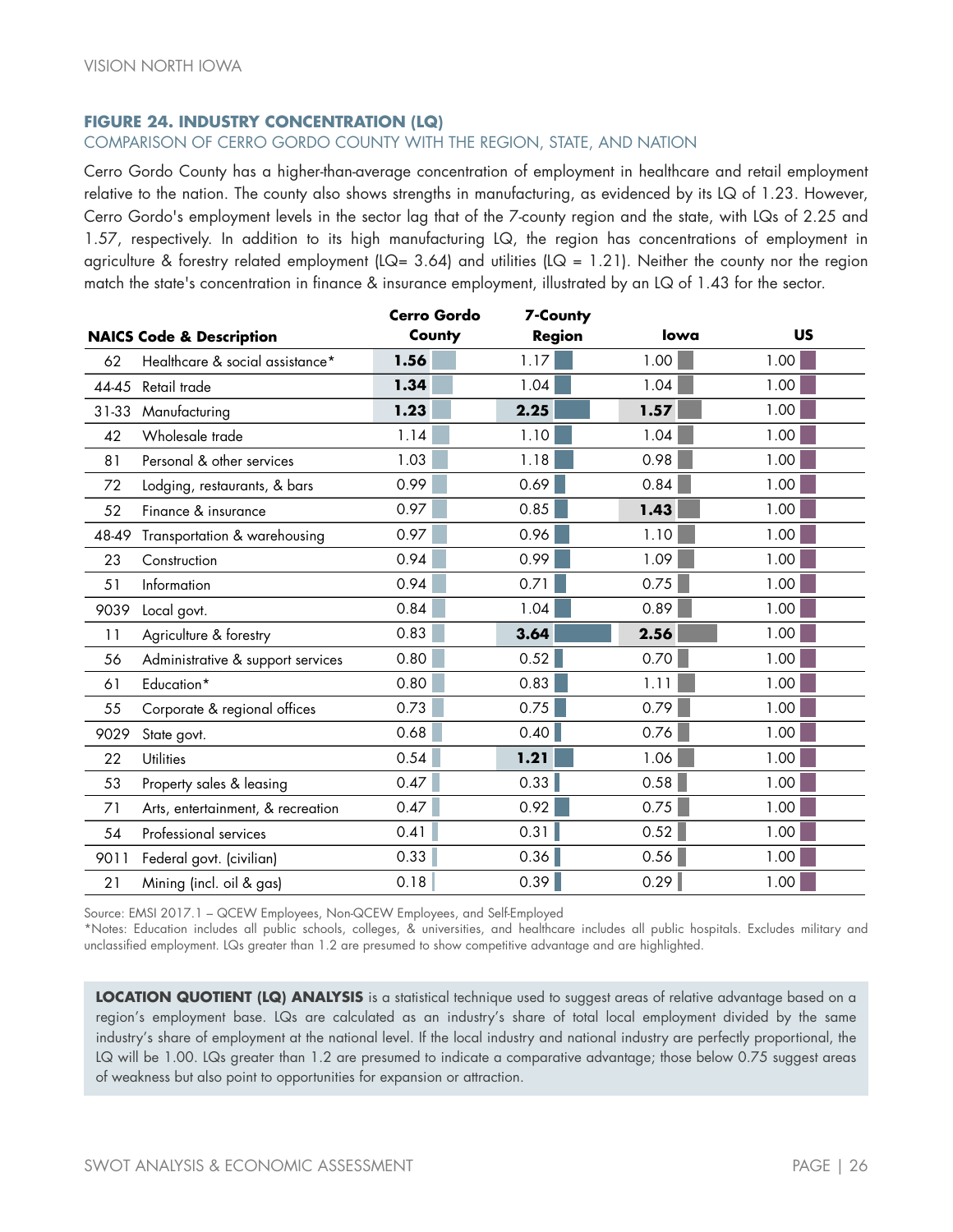### FIGURE 24. INDUSTRY CONCENTRATION (LQ)

COMPARISON OF CERRO GORDO COUNTY WITH THE REGION, STATE, AND NATION

Cerro Gordo County has a higher-than-average concentration of employment in healthcare and retail employment relative to the nation. The county also shows strengths in manufacturing, as evidenced by its LQ of 1.23. However, Cerro Gordo's employment levels in the sector lag that of the 7-county region and the state, with LQs of 2.25 and 1.57, respectively. In addition to its high manufacturing LQ, the region has concentrations of employment in agriculture & forestry related employment (LQ= 3.64) and utilities (LQ = 1.21). Neither the county nor the region match the state's concentration in finance & insurance employment, illustrated by an LQ of 1.43 for the sector.

| NAICS Code | Description | Cerro Gordo County | 7-County Region | Iowa | US |
|---|---|---|---|---|---|
| 62 | Healthcare & social assistance* | **1.56** | 1.17 | 1.00 | 1.00 |
| 44-45 | Retail trade | **1.34** | 1.04 | 1.04 | 1.00 |
| 31-33 | Manufacturing | **1.23** | **2.25** | **1.57** | 1.00 |
| 42 | Wholesale trade | 1.14 | 1.10 | 1.04 | 1.00 |
| 81 | Personal & other services | 1.03 | 1.18 | 0.98 | 1.00 |
| 72 | Lodging, restaurants, & bars | 0.99 | 0.69 | 0.84 | 1.00 |
| 52 | Finance & insurance | 0.97 | 0.85 | **1.43** | 1.00 |
| 48-49 | Transportation & warehousing | 0.97 | 0.96 | 1.10 | 1.00 |
| 23 | Construction | 0.94 | 0.99 | 1.09 | 1.00 |
| 51 | Information | 0.94 | 0.71 | 0.75 | 1.00 |
| 9039 | Local govt. | 0.84 | 1.04 | 0.89 | 1.00 |
| 11 | Agriculture & forestry | 0.83 | **3.64** | **2.56** | 1.00 |
| 56 | Administrative & support services | 0.80 | 0.52 | 0.70 | 1.00 |
| 61 | Education* | 0.80 | 0.83 | 1.11 | 1.00 |
| 55 | Corporate & regional offices | 0.73 | 0.75 | 0.79 | 1.00 |
| 9029 | State govt. | 0.68 | 0.40 | 0.76 | 1.00 |
| 22 | Utilities | 0.54 | **1.21** | 1.06 | 1.00 |
| 53 | Property sales & leasing | 0.47 | 0.33 | 0.58 | 1.00 |
| 71 | Arts, entertainment, & recreation | 0.47 | 0.92 | 0.75 | 1.00 |
| 54 | Professional services | 0.41 | 0.31 | 0.52 | 1.00 |
| 9011 | Federal govt. (civilian) | 0.33 | 0.36 | 0.56 | 1.00 |
| 21 | Mining (incl. oil & gas) | 0.18 | 0.39 | 0.29 | 1.00 |

Source: EMSI 2017.1 – QCEW Employees, Non-QCEW Employees, and Self-Employed

*Notes: Education includes all public schools, colleges, & universities, and healthcare includes all public hospitals. Excludes military and unclassified employment. LQs greater than 1.2 are presumed to show competitive advantage and are highlighted.

**LOCATION QUOTIENT (LQ) ANALYSIS** is a statistical technique used to suggest areas of relative advantage based on a region's employment base. LQs are calculated as an industry's share of total local employment divided by the same industry's share of employment at the national level. If the local industry and national industry are perfectly proportional, the LQ will be 1.00. LQs greater than 1.2 are presumed to indicate a comparative advantage; those below 0.75 suggest areas of weakness but also point to opportunities for expansion or attraction.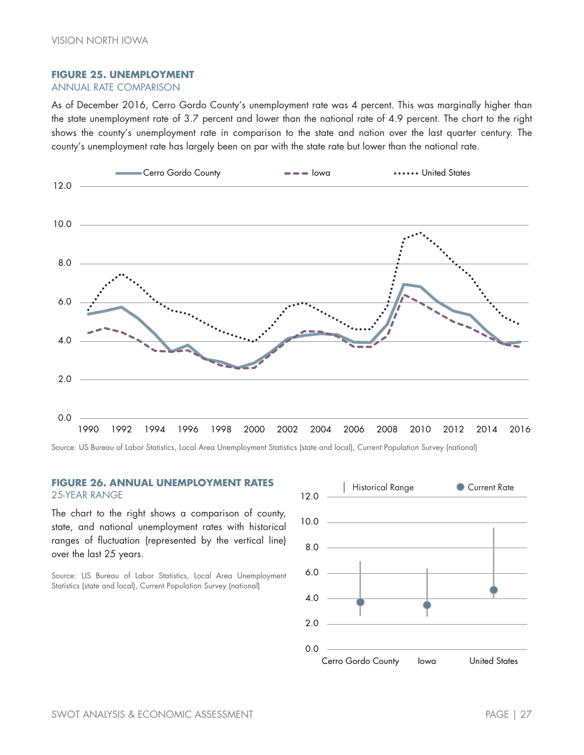## FIGURE 25. UNEMPLOYMENT

ANNUAL RATE COMPARISON

As of December 2016, Cerro Gordo County's unemployment rate was 4 percent. This was marginally higher than the state unemployment rate of 3.7 percent and lower than the national rate of 4.9 percent. The chart to the right shows the county's unemployment rate in comparison to the state and nation over the last quarter century. The county's unemployment rate has largely been on par with the state rate but lower than the national rate.

Source: US Bureau of Labor Statistics, Local Area Unemployment Statistics (state and local), Current Population Survey (national)

## FIGURE 26. ANNUAL UNEMPLOYMENT RATES

25-YEAR RANGE

The chart to the right shows a comparison of county, state, and national unemployment rates with historical ranges of fluctuation (represented by the vertical line) over the last 25 years.

Source: US Bureau of Labor Statistics, Local Area Unemployment Statistics (state and local), Current Population Survey (national)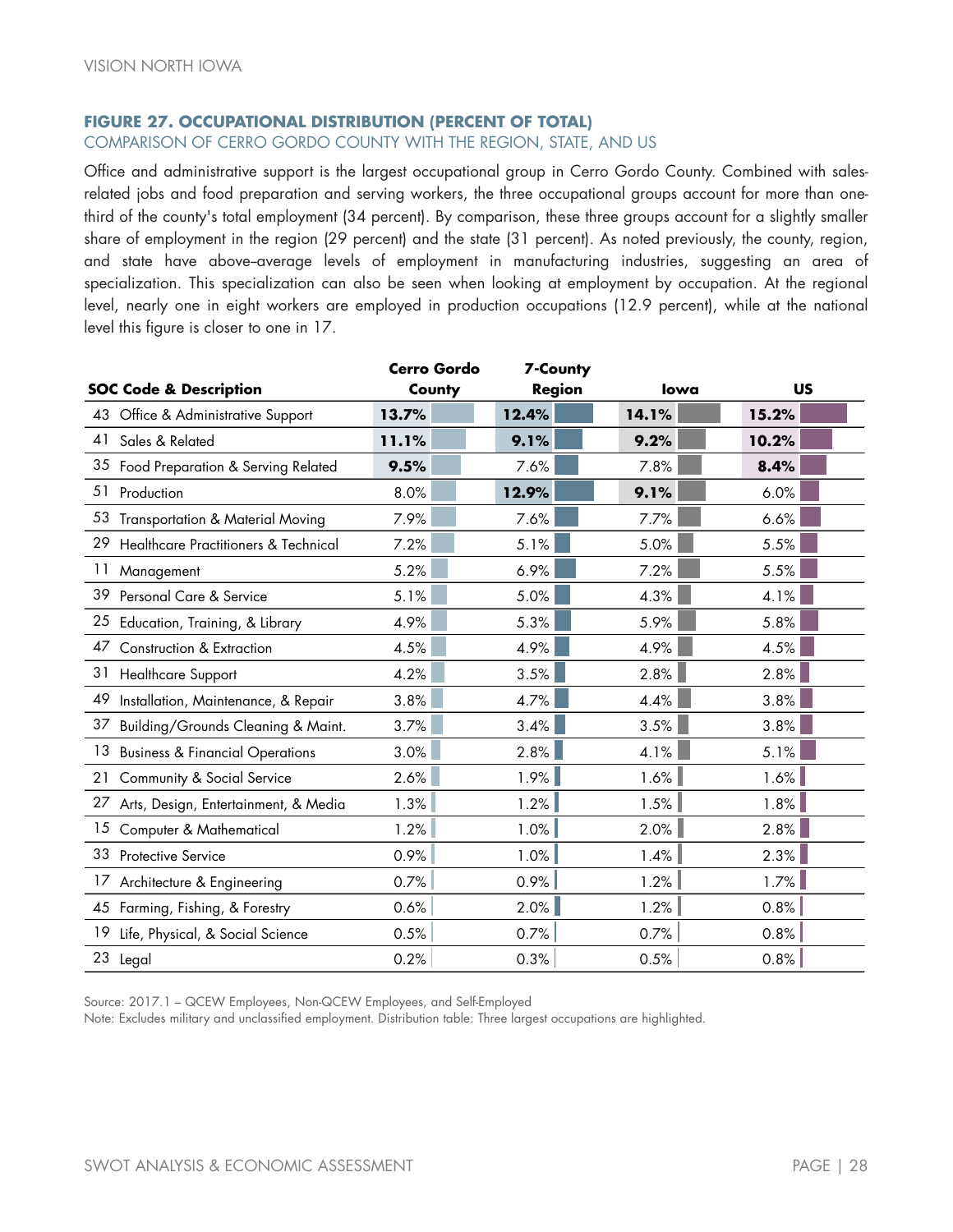### FIGURE 27. OCCUPATIONAL DISTRIBUTION (PERCENT OF TOTAL)

COMPARISON OF CERRO GORDO COUNTY WITH THE REGION, STATE, AND US

Office and administrative support is the largest occupational group in Cerro Gordo County. Combined with sales-related jobs and food preparation and serving workers, the three occupational groups account for more than one-third of the county's total employment (34 percent). By comparison, these three groups account for a slightly smaller share of employment in the region (29 percent) and the state (31 percent). As noted previously, the county, region, and state have above–average levels of employment in manufacturing industries, suggesting an area of specialization. This specialization can also be seen when looking at employment by occupation. At the regional level, nearly one in eight workers are employed in production occupations (12.9 percent), while at the national level this figure is closer to one in 17.

| SOC Code & Description | Cerro Gordo County | 7-County Region | Iowa | US |
|---|---|---|---|---|
| 43 Office & Administrative Support | **13.7%** | **12.4%** | **14.1%** | **15.2%** |
| 41 Sales & Related | **11.1%** | **9.1%** | **9.2%** | **10.2%** |
| 35 Food Preparation & Serving Related | **9.5%** | 7.6% | 7.8% | **8.4%** |
| 51 Production | 8.0% | **12.9%** | **9.1%** | 6.0% |
| 53 Transportation & Material Moving | 7.9% | 7.6% | 7.7% | 6.6% |
| 29 Healthcare Practitioners & Technical | 7.2% | 5.1% | 5.0% | 5.5% |
| 11 Management | 5.2% | 6.9% | 7.2% | 5.5% |
| 39 Personal Care & Service | 5.1% | 5.0% | 4.3% | 4.1% |
| 25 Education, Training, & Library | 4.9% | 5.3% | 5.9% | 5.8% |
| 47 Construction & Extraction | 4.5% | 4.9% | 4.9% | 4.5% |
| 31 Healthcare Support | 4.2% | 3.5% | 2.8% | 2.8% |
| 49 Installation, Maintenance, & Repair | 3.8% | 4.7% | 4.4% | 3.8% |
| 37 Building/Grounds Cleaning & Maint. | 3.7% | 3.4% | 3.5% | 3.8% |
| 13 Business & Financial Operations | 3.0% | 2.8% | 4.1% | 5.1% |
| 21 Community & Social Service | 2.6% | 1.9% | 1.6% | 1.6% |
| 27 Arts, Design, Entertainment, & Media | 1.3% | 1.2% | 1.5% | 1.8% |
| 15 Computer & Mathematical | 1.2% | 1.0% | 2.0% | 2.8% |
| 33 Protective Service | 0.9% | 1.0% | 1.4% | 2.3% |
| 17 Architecture & Engineering | 0.7% | 0.9% | 1.2% | 1.7% |
| 45 Farming, Fishing, & Forestry | 0.6% | 2.0% | 1.2% | 0.8% |
| 19 Life, Physical, & Social Science | 0.5% | 0.7% | 0.7% | 0.8% |
| 23 Legal | 0.2% | 0.3% | 0.5% | 0.8% |

Source: 2017.1 – QCEW Employees, Non-QCEW Employees, and Self-Employed

Note: Excludes military and unclassified employment. Distribution table: Three largest occupations are highlighted.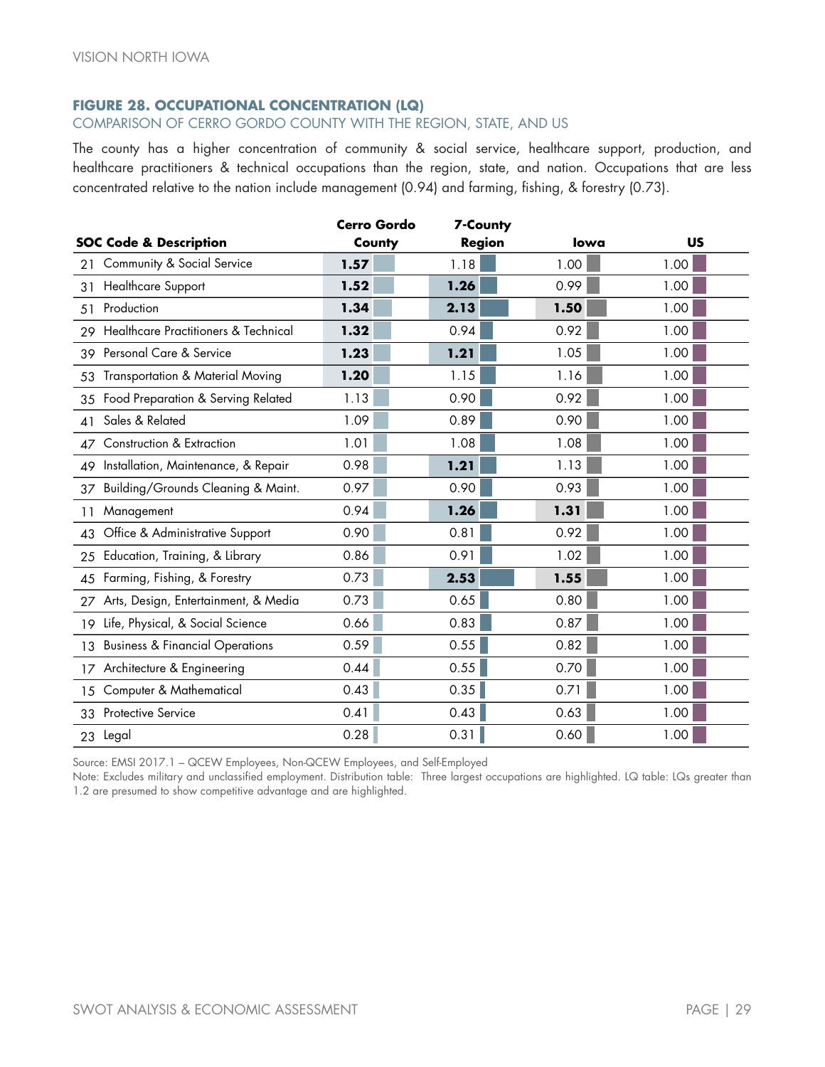### FIGURE 28. OCCUPATIONAL CONCENTRATION (LQ)

COMPARISON OF CERRO GORDO COUNTY WITH THE REGION, STATE, AND US

The county has a higher concentration of community & social service, healthcare support, production, and healthcare practitioners & technical occupations than the region, state, and nation. Occupations that are less concentrated relative to the nation include management (0.94) and farming, fishing, & forestry (0.73).

| SOC Code & Description | Cerro Gordo County | 7-County Region | Iowa | US |
|---|---|---|---|---|
| 21 Community & Social Service | **1.57** | 1.18 | 1.00 | 1.00 |
| 31 Healthcare Support | **1.52** | **1.26** | 0.99 | 1.00 |
| 51 Production | **1.34** | **2.13** | **1.50** | 1.00 |
| 29 Healthcare Practitioners & Technical | **1.32** | 0.94 | 0.92 | 1.00 |
| 39 Personal Care & Service | **1.23** | **1.21** | 1.05 | 1.00 |
| 53 Transportation & Material Moving | **1.20** | 1.15 | 1.16 | 1.00 |
| 35 Food Preparation & Serving Related | 1.13 | 0.90 | 0.92 | 1.00 |
| 41 Sales & Related | 1.09 | 0.89 | 0.90 | 1.00 |
| 47 Construction & Extraction | 1.01 | 1.08 | 1.08 | 1.00 |
| 49 Installation, Maintenance, & Repair | 0.98 | **1.21** | 1.13 | 1.00 |
| 37 Building/Grounds Cleaning & Maint. | 0.97 | 0.90 | 0.93 | 1.00 |
| 11 Management | 0.94 | **1.26** | **1.31** | 1.00 |
| 43 Office & Administrative Support | 0.90 | 0.81 | 0.92 | 1.00 |
| 25 Education, Training, & Library | 0.86 | 0.91 | 1.02 | 1.00 |
| 45 Farming, Fishing, & Forestry | 0.73 | **2.53** | **1.55** | 1.00 |
| 27 Arts, Design, Entertainment, & Media | 0.73 | 0.65 | 0.80 | 1.00 |
| 19 Life, Physical, & Social Science | 0.66 | 0.83 | 0.87 | 1.00 |
| 13 Business & Financial Operations | 0.59 | 0.55 | 0.82 | 1.00 |
| 17 Architecture & Engineering | 0.44 | 0.55 | 0.70 | 1.00 |
| 15 Computer & Mathematical | 0.43 | 0.35 | 0.71 | 1.00 |
| 33 Protective Service | 0.41 | 0.43 | 0.63 | 1.00 |
| 23 Legal | 0.28 | 0.31 | 0.60 | 1.00 |

Source: EMSI 2017.1 – QCEW Employees, Non-QCEW Employees, and Self-Employed

Note: Excludes military and unclassified employment. Distribution table: Three largest occupations are highlighted. LQ table: LQs greater than 1.2 are presumed to show competitive advantage and are highlighted.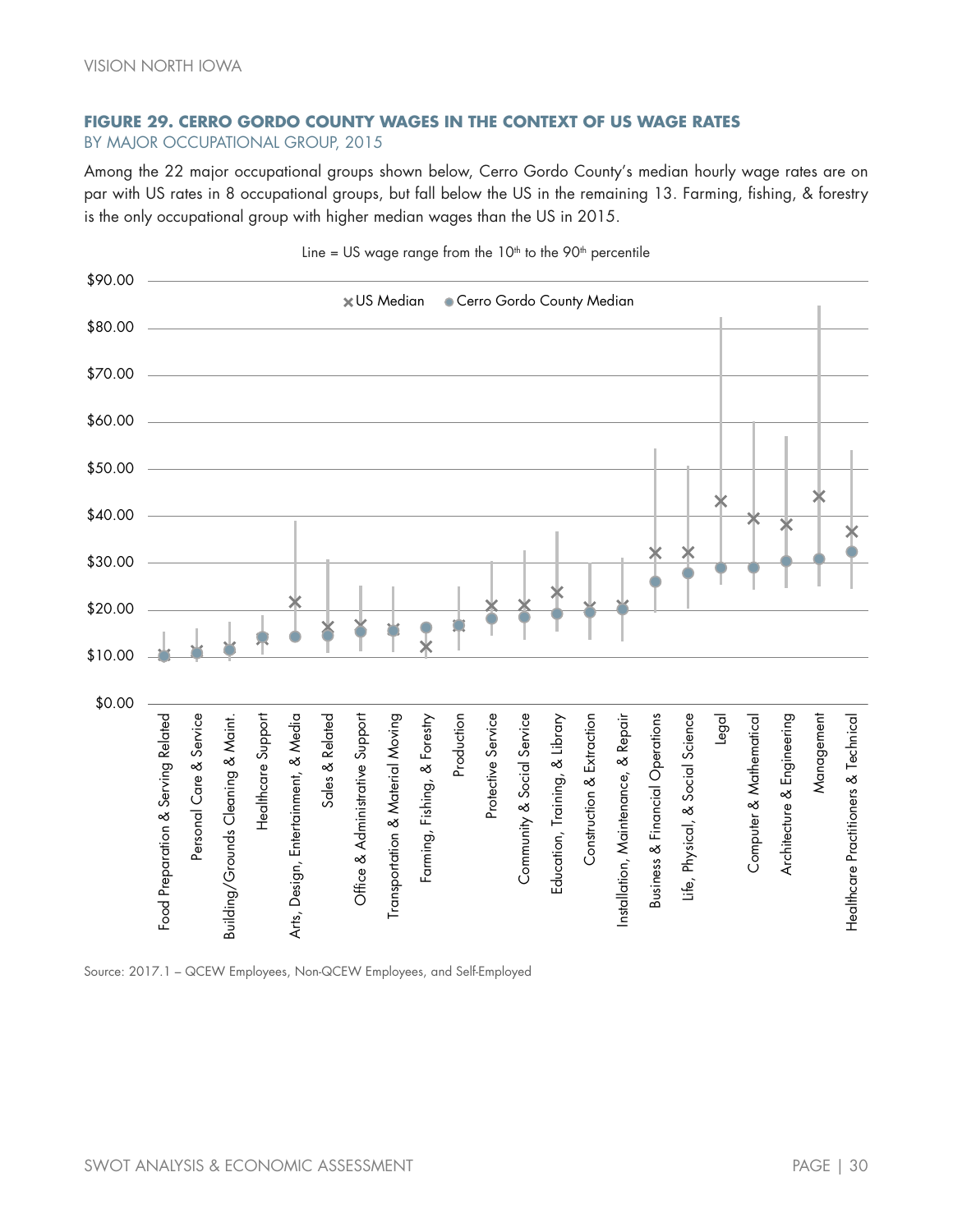**FIGURE 29. CERRO GORDO COUNTY WAGES IN THE CONTEXT OF US WAGE RATES**
BY MAJOR OCCUPATIONAL GROUP, 2015

Among the 22 major occupational groups shown below, Cerro Gordo County's median hourly wage rates are on par with US rates in 8 occupational groups, but fall below the US in the remaining 13. Farming, fishing, & forestry is the only occupational group with higher median wages than the US in 2015.

Line = US wage range from the 10th to the 90th percentile

× US Median ● Cerro Gordo County Median

Source: 2017.1 – QCEW Employees, Non-QCEW Employees, and Self-Employed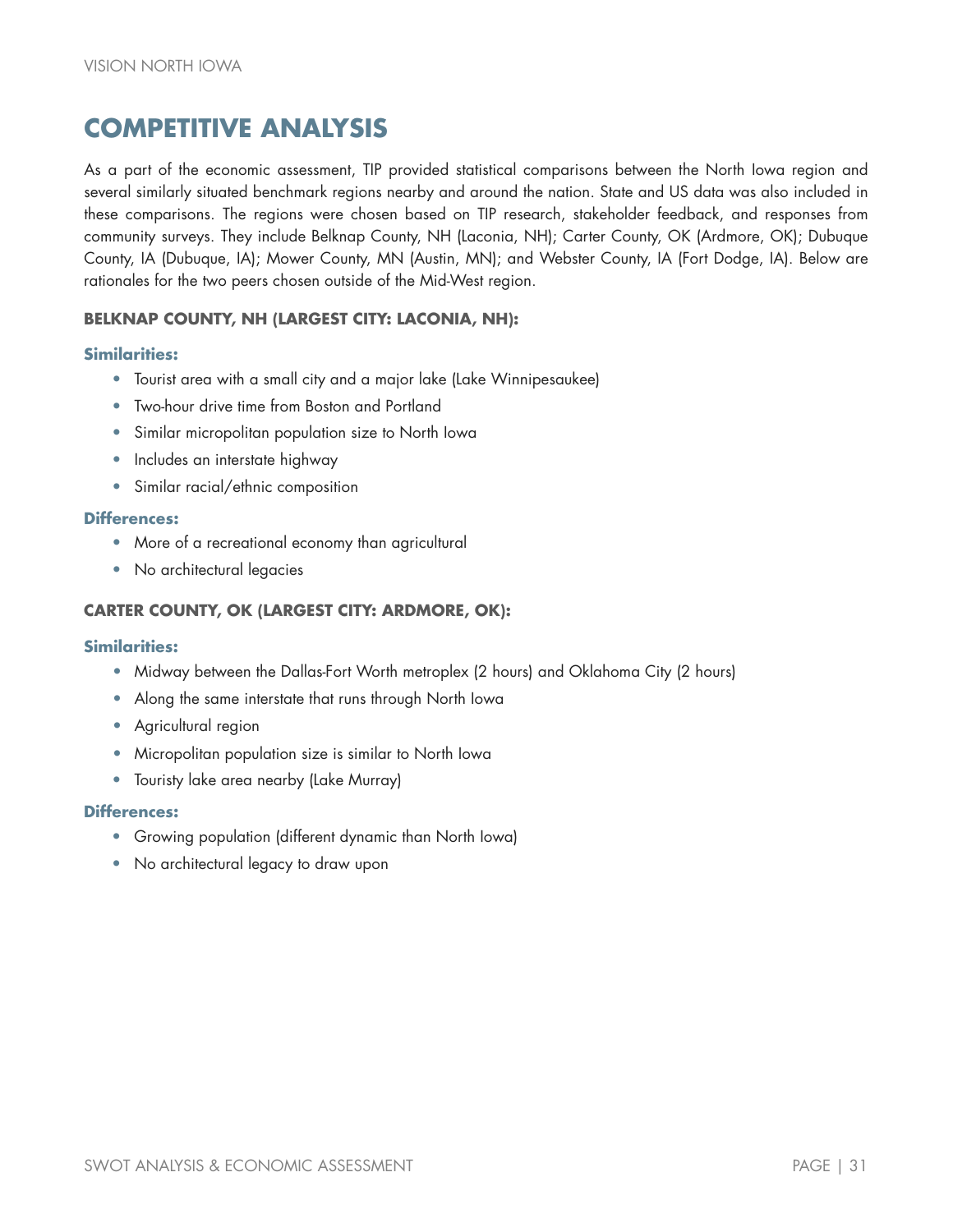# COMPETITIVE ANALYSIS

As a part of the economic assessment, TIP provided statistical comparisons between the North Iowa region and several similarly situated benchmark regions nearby and around the nation. State and US data was also included in these comparisons. The regions were chosen based on TIP research, stakeholder feedback, and responses from community surveys. They include Belknap County, NH (Laconia, NH); Carter County, OK (Ardmore, OK); Dubuque County, IA (Dubuque, IA); Mower County, MN (Austin, MN); and Webster County, IA (Fort Dodge, IA). Below are rationales for the two peers chosen outside of the Mid-West region.

### BELKNAP COUNTY, NH (LARGEST CITY: LACONIA, NH):

#### Similarities:

- Tourist area with a small city and a major lake (Lake Winnipesaukee)
- Two-hour drive time from Boston and Portland
- Similar micropolitan population size to North Iowa
- Includes an interstate highway
- Similar racial/ethnic composition

#### Differences:

- More of a recreational economy than agricultural
- No architectural legacies

### CARTER COUNTY, OK (LARGEST CITY: ARDMORE, OK):

#### Similarities:

- Midway between the Dallas-Fort Worth metroplex (2 hours) and Oklahoma City (2 hours)
- Along the same interstate that runs through North Iowa
- Agricultural region
- Micropolitan population size is similar to North Iowa
- Touristy lake area nearby (Lake Murray)

#### Differences:

- Growing population (different dynamic than North Iowa)
- No architectural legacy to draw upon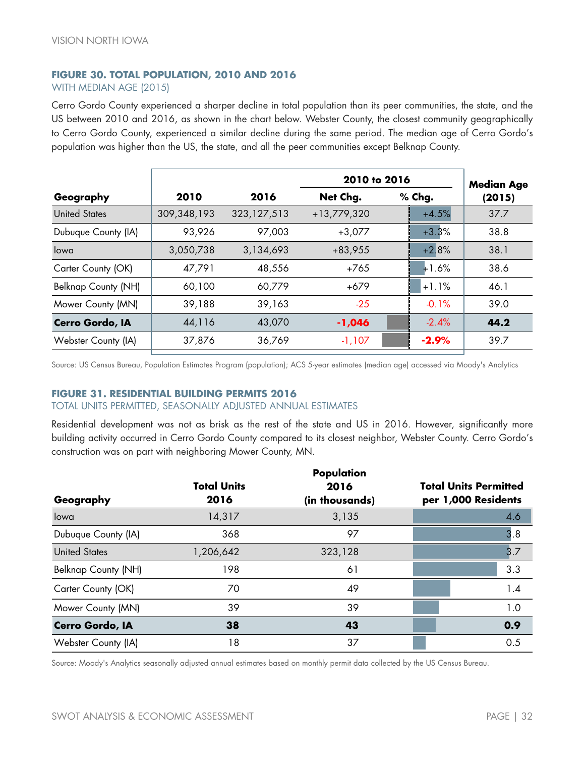### FIGURE 30. TOTAL POPULATION, 2010 AND 2016

WITH MEDIAN AGE (2015)

Cerro Gordo County experienced a sharper decline in total population than its peer communities, the state, and the US between 2010 and 2016, as shown in the chart below. Webster County, the closest community geographically to Cerro Gordo County, experienced a similar decline during the same period. The median age of Cerro Gordo's population was higher than the US, the state, and all the peer communities except Belknap County.

| Geography | 2010 | 2016 | 2010 to 2016 Net Chg. | 2010 to 2016 % Chg. | Median Age (2015) |
|---|---|---|---|---|---|
| United States | 309,348,193 | 323,127,513 | +13,779,320 | +4.5% | 37.7 |
| Dubuque County (IA) | 93,926 | 97,003 | +3,077 | +3.3% | 38.8 |
| Iowa | 3,050,738 | 3,134,693 | +83,955 | +2.8% | 38.1 |
| Carter County (OK) | 47,791 | 48,556 | +765 | +1.6% | 38.6 |
| Belknap County (NH) | 60,100 | 60,779 | +679 | +1.1% | 46.1 |
| Mower County (MN) | 39,188 | 39,163 | -25 | -0.1% | 39.0 |
| **Cerro Gordo, IA** | 44,116 | 43,070 | **-1,046** | -2.4% | **44.2** |
| Webster County (IA) | 37,876 | 36,769 | -1,107 | **-2.9%** | 39.7 |

Source: US Census Bureau, Population Estimates Program (population); ACS 5-year estimates (median age) accessed via Moody's Analytics

### FIGURE 31. RESIDENTIAL BUILDING PERMITS 2016

TOTAL UNITS PERMITTED, SEASONALLY ADJUSTED ANNUAL ESTIMATES

Residential development was not as brisk as the rest of the state and US in 2016. However, significantly more building activity occurred in Cerro Gordo County compared to its closest neighbor, Webster County. Cerro Gordo's construction was on part with neighboring Mower County, MN.

| Geography | Total Units 2016 | Population 2016 (in thousands) | Total Units Permitted per 1,000 Residents |
|---|---|---|---|
| Iowa | 14,317 | 3,135 | 4.6 |
| Dubuque County (IA) | 368 | 97 | 3.8 |
| United States | 1,206,642 | 323,128 | 3.7 |
| Belknap County (NH) | 198 | 61 | 3.3 |
| Carter County (OK) | 70 | 49 | 1.4 |
| Mower County (MN) | 39 | 39 | 1.0 |
| **Cerro Gordo, IA** | **38** | **43** | **0.9** |
| Webster County (IA) | 18 | 37 | 0.5 |

Source: Moody's Analytics seasonally adjusted annual estimates based on monthly permit data collected by the US Census Bureau.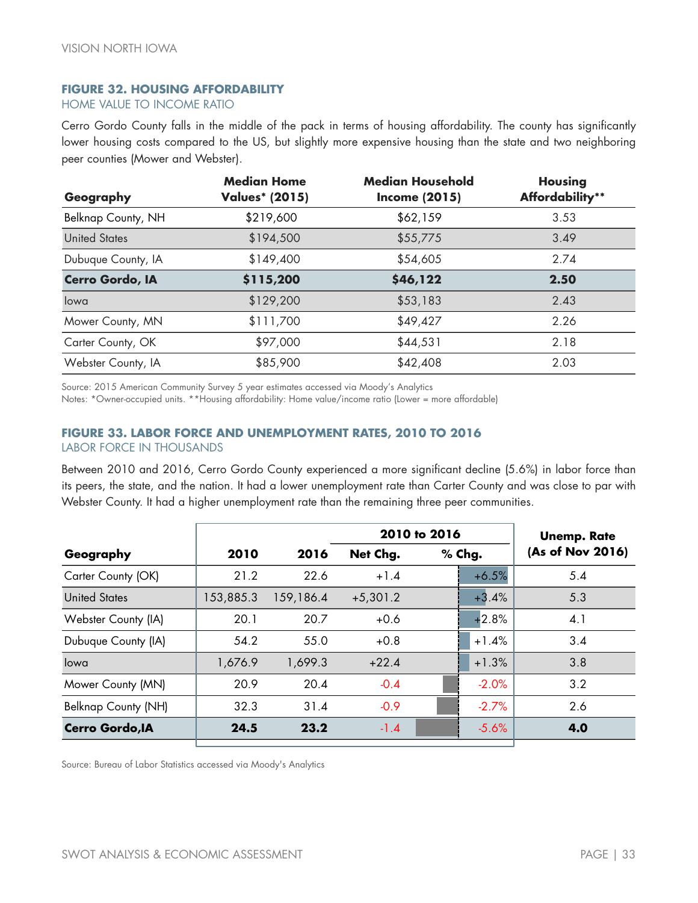### FIGURE 32. HOUSING AFFORDABILITY

HOME VALUE TO INCOME RATIO

Cerro Gordo County falls in the middle of the pack in terms of housing affordability. The county has significantly lower housing costs compared to the US, but slightly more expensive housing than the state and two neighboring peer counties (Mower and Webster).

| Geography | Median Home Values* (2015) | Median Household Income (2015) | Housing Affordability** |
|---|---|---|---|
| Belknap County, NH | $219,600 | $62,159 | 3.53 |
| United States | $194,500 | $55,775 | 3.49 |
| Dubuque County, IA | $149,400 | $54,605 | 2.74 |
| **Cerro Gordo, IA** | **$115,200** | **$46,122** | **2.50** |
| Iowa | $129,200 | $53,183 | 2.43 |
| Mower County, MN | $111,700 | $49,427 | 2.26 |
| Carter County, OK | $97,000 | $44,531 | 2.18 |
| Webster County, IA | $85,900 | $42,408 | 2.03 |

Source: 2015 American Community Survey 5 year estimates accessed via Moody's Analytics
Notes: *Owner-occupied units. **Housing affordability: Home value/income ratio (Lower = more affordable)

### FIGURE 33. LABOR FORCE AND UNEMPLOYMENT RATES, 2010 TO 2016

LABOR FORCE IN THOUSANDS

Between 2010 and 2016, Cerro Gordo County experienced a more significant decline (5.6%) in labor force than its peers, the state, and the nation. It had a lower unemployment rate than Carter County and was close to par with Webster County. It had a higher unemployment rate than the remaining three peer communities.

| | | | 2010 to 2016 | | Unemp. Rate |
|---|---|---|---|---|---|
| Geography | 2010 | 2016 | Net Chg. | % Chg. | (As of Nov 2016) |
| Carter County (OK) | 21.2 | 22.6 | +1.4 | +6.5% | 5.4 |
| United States | 153,885.3 | 159,186.4 | +5,301.2 | +3.4% | 5.3 |
| Webster County (IA) | 20.1 | 20.7 | +0.6 | +2.8% | 4.1 |
| Dubuque County (IA) | 54.2 | 55.0 | +0.8 | +1.4% | 3.4 |
| Iowa | 1,676.9 | 1,699.3 | +22.4 | +1.3% | 3.8 |
| Mower County (MN) | 20.9 | 20.4 | -0.4 | -2.0% | 3.2 |
| Belknap County (NH) | 32.3 | 31.4 | -0.9 | -2.7% | 2.6 |
| **Cerro Gordo,IA** | **24.5** | **23.2** | -1.4 | -5.6% | **4.0** |

Source: Bureau of Labor Statistics accessed via Moody's Analytics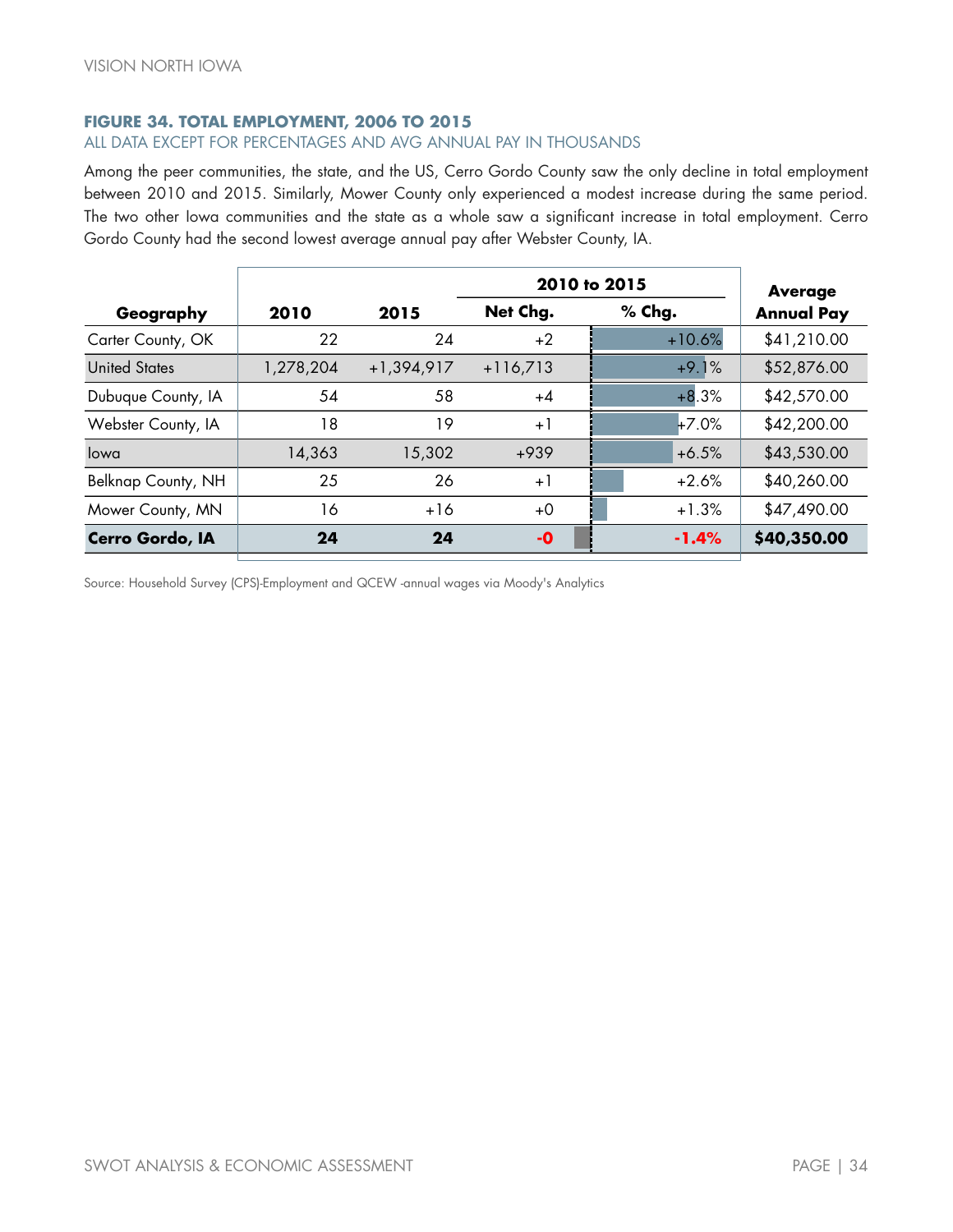### FIGURE 34. TOTAL EMPLOYMENT, 2006 TO 2015

ALL DATA EXCEPT FOR PERCENTAGES AND AVG ANNUAL PAY IN THOUSANDS

Among the peer communities, the state, and the US, Cerro Gordo County saw the only decline in total employment between 2010 and 2015. Similarly, Mower County only experienced a modest increase during the same period. The two other Iowa communities and the state as a whole saw a significant increase in total employment. Cerro Gordo County had the second lowest average annual pay after Webster County, IA.

| Geography | 2010 | 2015 | 2010 to 2015 Net Chg. | 2010 to 2015 % Chg. | Average Annual Pay |
|---|---|---|---|---|---|
| Carter County, OK | 22 | 24 | +2 | +10.6% | $41,210.00 |
| United States | 1,278,204 | +1,394,917 | +116,713 | +9.1% | $52,876.00 |
| Dubuque County, IA | 54 | 58 | +4 | +8.3% | $42,570.00 |
| Webster County, IA | 18 | 19 | +1 | +7.0% | $42,200.00 |
| Iowa | 14,363 | 15,302 | +939 | +6.5% | $43,530.00 |
| Belknap County, NH | 25 | 26 | +1 | +2.6% | $40,260.00 |
| Mower County, MN | 16 | +16 | +0 | +1.3% | $47,490.00 |
| **Cerro Gordo, IA** | **24** | **24** | **-0** | **-1.4%** | **$40,350.00** |

Source: Household Survey (CPS)-Employment and QCEW -annual wages via Moody's Analytics